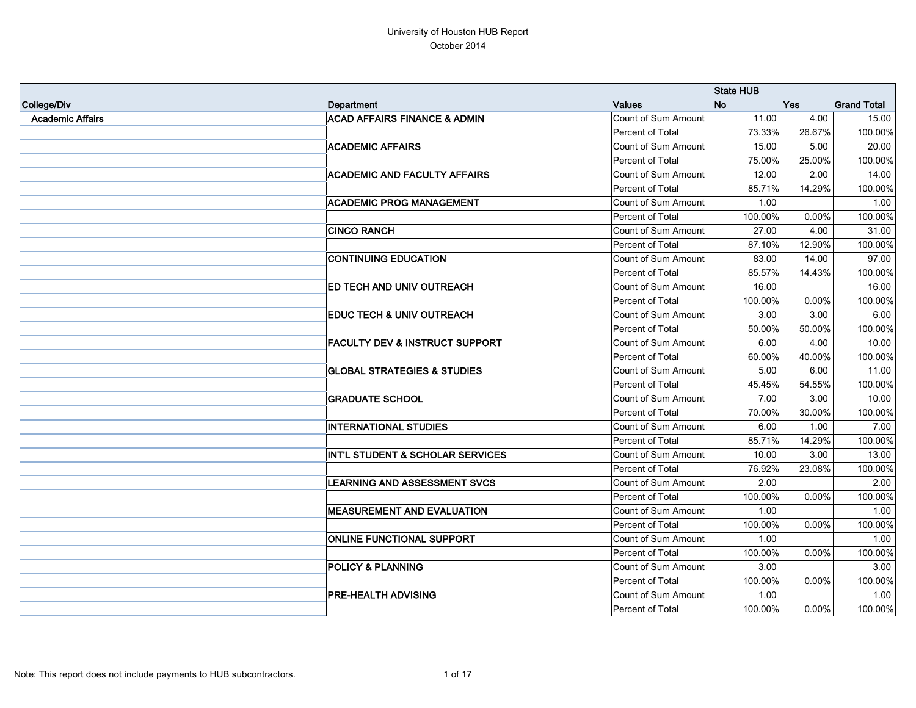# University of Houston HUB Report

October 2014

| College/Div | Department | Values | State HUB No | Yes | Grand Total |
|---|---|---|---|---|---|
| **Academic Affairs** | **ACAD AFFAIRS FINANCE & ADMIN** | Count of Sum Amount | 11.00 | 4.00 | 15.00 |
| | | Percent of Total | 73.33% | 26.67% | 100.00% |
| | **ACADEMIC AFFAIRS** | Count of Sum Amount | 15.00 | 5.00 | 20.00 |
| | | Percent of Total | 75.00% | 25.00% | 100.00% |
| | **ACADEMIC AND FACULTY AFFAIRS** | Count of Sum Amount | 12.00 | 2.00 | 14.00 |
| | | Percent of Total | 85.71% | 14.29% | 100.00% |
| | **ACADEMIC PROG MANAGEMENT** | Count of Sum Amount | 1.00 | | 1.00 |
| | | Percent of Total | 100.00% | 0.00% | 100.00% |
| | **CINCO RANCH** | Count of Sum Amount | 27.00 | 4.00 | 31.00 |
| | | Percent of Total | 87.10% | 12.90% | 100.00% |
| | **CONTINUING EDUCATION** | Count of Sum Amount | 83.00 | 14.00 | 97.00 |
| | | Percent of Total | 85.57% | 14.43% | 100.00% |
| | **ED TECH AND UNIV OUTREACH** | Count of Sum Amount | 16.00 | | 16.00 |
| | | Percent of Total | 100.00% | 0.00% | 100.00% |
| | **EDUC TECH & UNIV OUTREACH** | Count of Sum Amount | 3.00 | 3.00 | 6.00 |
| | | Percent of Total | 50.00% | 50.00% | 100.00% |
| | **FACULTY DEV & INSTRUCT SUPPORT** | Count of Sum Amount | 6.00 | 4.00 | 10.00 |
| | | Percent of Total | 60.00% | 40.00% | 100.00% |
| | **GLOBAL STRATEGIES & STUDIES** | Count of Sum Amount | 5.00 | 6.00 | 11.00 |
| | | Percent of Total | 45.45% | 54.55% | 100.00% |
| | **GRADUATE SCHOOL** | Count of Sum Amount | 7.00 | 3.00 | 10.00 |
| | | Percent of Total | 70.00% | 30.00% | 100.00% |
| | **INTERNATIONAL STUDIES** | Count of Sum Amount | 6.00 | 1.00 | 7.00 |
| | | Percent of Total | 85.71% | 14.29% | 100.00% |
| | **INT'L STUDENT & SCHOLAR SERVICES** | Count of Sum Amount | 10.00 | 3.00 | 13.00 |
| | | Percent of Total | 76.92% | 23.08% | 100.00% |
| | **LEARNING AND ASSESSMENT SVCS** | Count of Sum Amount | 2.00 | | 2.00 |
| | | Percent of Total | 100.00% | 0.00% | 100.00% |
| | **MEASUREMENT AND EVALUATION** | Count of Sum Amount | 1.00 | | 1.00 |
| | | Percent of Total | 100.00% | 0.00% | 100.00% |
| | **ONLINE FUNCTIONAL SUPPORT** | Count of Sum Amount | 1.00 | | 1.00 |
| | | Percent of Total | 100.00% | 0.00% | 100.00% |
| | **POLICY & PLANNING** | Count of Sum Amount | 3.00 | | 3.00 |
| | | Percent of Total | 100.00% | 0.00% | 100.00% |
| | **PRE-HEALTH ADVISING** | Count of Sum Amount | 1.00 | | 1.00 |
| | | Percent of Total | 100.00% | 0.00% | 100.00% |

Note: This report does not include payments to HUB subcontractors.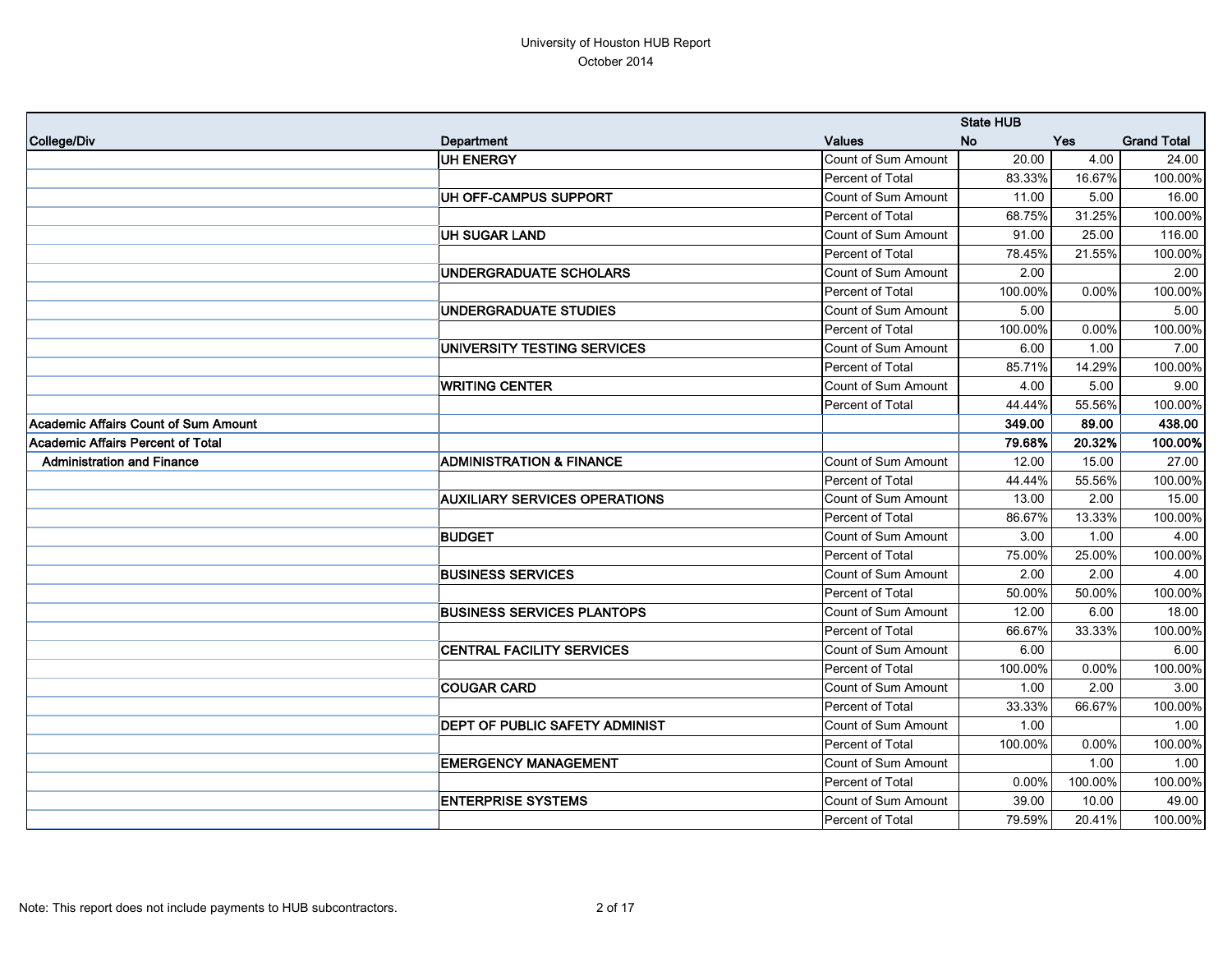University of Houston HUB Report
October 2014

| College/Div | Department | Values | State HUB No | Yes | Grand Total |
|---|---|---|---|---|---|
| | **UH ENERGY** | Count of Sum Amount | 20.00 | 4.00 | 24.00 |
| | | Percent of Total | 83.33% | 16.67% | 100.00% |
| | **UH OFF-CAMPUS SUPPORT** | Count of Sum Amount | 11.00 | 5.00 | 16.00 |
| | | Percent of Total | 68.75% | 31.25% | 100.00% |
| | **UH SUGAR LAND** | Count of Sum Amount | 91.00 | 25.00 | 116.00 |
| | | Percent of Total | 78.45% | 21.55% | 100.00% |
| | **UNDERGRADUATE SCHOLARS** | Count of Sum Amount | 2.00 | | 2.00 |
| | | Percent of Total | 100.00% | 0.00% | 100.00% |
| | **UNDERGRADUATE STUDIES** | Count of Sum Amount | 5.00 | | 5.00 |
| | | Percent of Total | 100.00% | 0.00% | 100.00% |
| | **UNIVERSITY TESTING SERVICES** | Count of Sum Amount | 6.00 | 1.00 | 7.00 |
| | | Percent of Total | 85.71% | 14.29% | 100.00% |
| | **WRITING CENTER** | Count of Sum Amount | 4.00 | 5.00 | 9.00 |
| | | Percent of Total | 44.44% | 55.56% | 100.00% |
| **Academic Affairs Count of Sum Amount** | | | **349.00** | **89.00** | **438.00** |
| **Academic Affairs Percent of Total** | | | **79.68%** | **20.32%** | **100.00%** |
| **Administration and Finance** | **ADMINISTRATION & FINANCE** | Count of Sum Amount | 12.00 | 15.00 | 27.00 |
| | | Percent of Total | 44.44% | 55.56% | 100.00% |
| | **AUXILIARY SERVICES OPERATIONS** | Count of Sum Amount | 13.00 | 2.00 | 15.00 |
| | | Percent of Total | 86.67% | 13.33% | 100.00% |
| | **BUDGET** | Count of Sum Amount | 3.00 | 1.00 | 4.00 |
| | | Percent of Total | 75.00% | 25.00% | 100.00% |
| | **BUSINESS SERVICES** | Count of Sum Amount | 2.00 | 2.00 | 4.00 |
| | | Percent of Total | 50.00% | 50.00% | 100.00% |
| | **BUSINESS SERVICES PLANTOPS** | Count of Sum Amount | 12.00 | 6.00 | 18.00 |
| | | Percent of Total | 66.67% | 33.33% | 100.00% |
| | **CENTRAL FACILITY SERVICES** | Count of Sum Amount | 6.00 | | 6.00 |
| | | Percent of Total | 100.00% | 0.00% | 100.00% |
| | **COUGAR CARD** | Count of Sum Amount | 1.00 | 2.00 | 3.00 |
| | | Percent of Total | 33.33% | 66.67% | 100.00% |
| | **DEPT OF PUBLIC SAFETY ADMINIST** | Count of Sum Amount | 1.00 | | 1.00 |
| | | Percent of Total | 100.00% | 0.00% | 100.00% |
| | **EMERGENCY MANAGEMENT** | Count of Sum Amount | | 1.00 | 1.00 |
| | | Percent of Total | 0.00% | 100.00% | 100.00% |
| | **ENTERPRISE SYSTEMS** | Count of Sum Amount | 39.00 | 10.00 | 49.00 |
| | | Percent of Total | 79.59% | 20.41% | 100.00% |

Note: This report does not include payments to HUB subcontractors.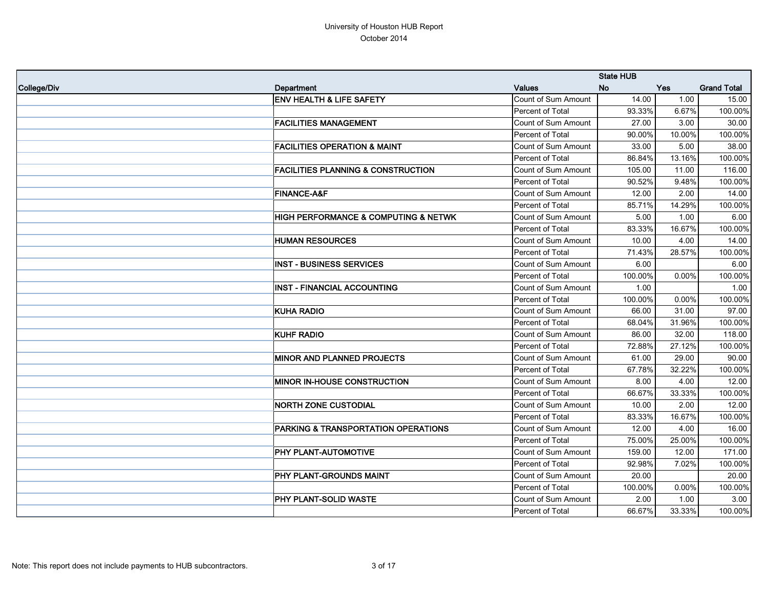# University of Houston HUB Report

October 2014

| College/Div | Department | Values | State HUB No | Yes | Grand Total |
|---|---|---|---|---|---|
| | ENV HEALTH & LIFE SAFETY | Count of Sum Amount | 14.00 | 1.00 | 15.00 |
| | | Percent of Total | 93.33% | 6.67% | 100.00% |
| | FACILITIES MANAGEMENT | Count of Sum Amount | 27.00 | 3.00 | 30.00 |
| | | Percent of Total | 90.00% | 10.00% | 100.00% |
| | FACILITIES OPERATION & MAINT | Count of Sum Amount | 33.00 | 5.00 | 38.00 |
| | | Percent of Total | 86.84% | 13.16% | 100.00% |
| | FACILITIES PLANNING & CONSTRUCTION | Count of Sum Amount | 105.00 | 11.00 | 116.00 |
| | | Percent of Total | 90.52% | 9.48% | 100.00% |
| | FINANCE-A&F | Count of Sum Amount | 12.00 | 2.00 | 14.00 |
| | | Percent of Total | 85.71% | 14.29% | 100.00% |
| | HIGH PERFORMANCE & COMPUTING & NETWK | Count of Sum Amount | 5.00 | 1.00 | 6.00 |
| | | Percent of Total | 83.33% | 16.67% | 100.00% |
| | HUMAN RESOURCES | Count of Sum Amount | 10.00 | 4.00 | 14.00 |
| | | Percent of Total | 71.43% | 28.57% | 100.00% |
| | INST - BUSINESS SERVICES | Count of Sum Amount | 6.00 | | 6.00 |
| | | Percent of Total | 100.00% | 0.00% | 100.00% |
| | INST - FINANCIAL ACCOUNTING | Count of Sum Amount | 1.00 | | 1.00 |
| | | Percent of Total | 100.00% | 0.00% | 100.00% |
| | KUHA RADIO | Count of Sum Amount | 66.00 | 31.00 | 97.00 |
| | | Percent of Total | 68.04% | 31.96% | 100.00% |
| | KUHF RADIO | Count of Sum Amount | 86.00 | 32.00 | 118.00 |
| | | Percent of Total | 72.88% | 27.12% | 100.00% |
| | MINOR AND PLANNED PROJECTS | Count of Sum Amount | 61.00 | 29.00 | 90.00 |
| | | Percent of Total | 67.78% | 32.22% | 100.00% |
| | MINOR IN-HOUSE CONSTRUCTION | Count of Sum Amount | 8.00 | 4.00 | 12.00 |
| | | Percent of Total | 66.67% | 33.33% | 100.00% |
| | NORTH ZONE CUSTODIAL | Count of Sum Amount | 10.00 | 2.00 | 12.00 |
| | | Percent of Total | 83.33% | 16.67% | 100.00% |
| | PARKING & TRANSPORTATION OPERATIONS | Count of Sum Amount | 12.00 | 4.00 | 16.00 |
| | | Percent of Total | 75.00% | 25.00% | 100.00% |
| | PHY PLANT-AUTOMOTIVE | Count of Sum Amount | 159.00 | 12.00 | 171.00 |
| | | Percent of Total | 92.98% | 7.02% | 100.00% |
| | PHY PLANT-GROUNDS MAINT | Count of Sum Amount | 20.00 | | 20.00 |
| | | Percent of Total | 100.00% | 0.00% | 100.00% |
| | PHY PLANT-SOLID WASTE | Count of Sum Amount | 2.00 | 1.00 | 3.00 |
| | | Percent of Total | 66.67% | 33.33% | 100.00% |

Note: This report does not include payments to HUB subcontractors.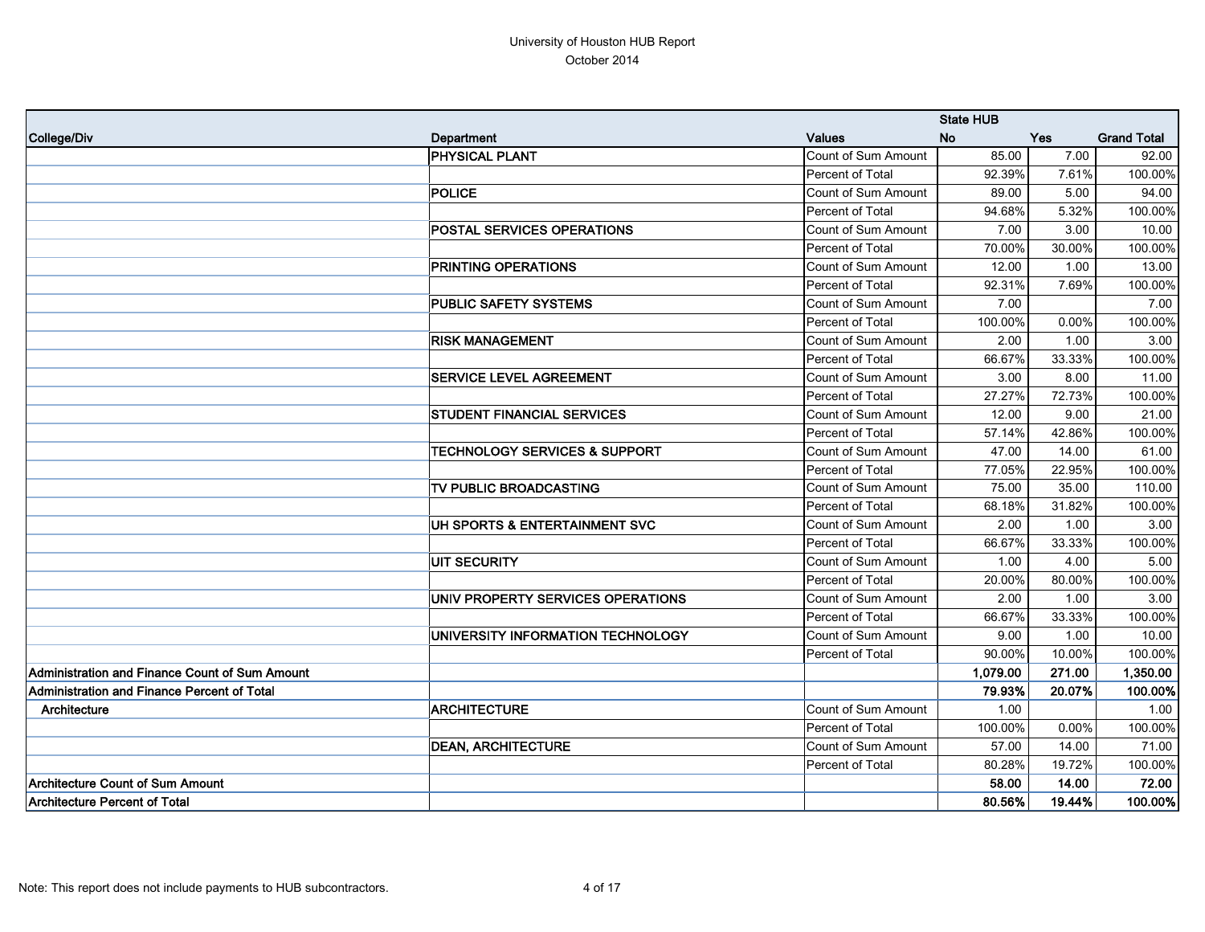University of Houston HUB Report
October 2014

| College/Div | Department | Values | State HUB No | Yes | Grand Total |
|---|---|---|---|---|---|
| | PHYSICAL PLANT | Count of Sum Amount | 85.00 | 7.00 | 92.00 |
| | | Percent of Total | 92.39% | 7.61% | 100.00% |
| | POLICE | Count of Sum Amount | 89.00 | 5.00 | 94.00 |
| | | Percent of Total | 94.68% | 5.32% | 100.00% |
| | POSTAL SERVICES OPERATIONS | Count of Sum Amount | 7.00 | 3.00 | 10.00 |
| | | Percent of Total | 70.00% | 30.00% | 100.00% |
| | PRINTING OPERATIONS | Count of Sum Amount | 12.00 | 1.00 | 13.00 |
| | | Percent of Total | 92.31% | 7.69% | 100.00% |
| | PUBLIC SAFETY SYSTEMS | Count of Sum Amount | 7.00 | | 7.00 |
| | | Percent of Total | 100.00% | 0.00% | 100.00% |
| | RISK MANAGEMENT | Count of Sum Amount | 2.00 | 1.00 | 3.00 |
| | | Percent of Total | 66.67% | 33.33% | 100.00% |
| | SERVICE LEVEL AGREEMENT | Count of Sum Amount | 3.00 | 8.00 | 11.00 |
| | | Percent of Total | 27.27% | 72.73% | 100.00% |
| | STUDENT FINANCIAL SERVICES | Count of Sum Amount | 12.00 | 9.00 | 21.00 |
| | | Percent of Total | 57.14% | 42.86% | 100.00% |
| | TECHNOLOGY SERVICES & SUPPORT | Count of Sum Amount | 47.00 | 14.00 | 61.00 |
| | | Percent of Total | 77.05% | 22.95% | 100.00% |
| | TV PUBLIC BROADCASTING | Count of Sum Amount | 75.00 | 35.00 | 110.00 |
| | | Percent of Total | 68.18% | 31.82% | 100.00% |
| | UH SPORTS & ENTERTAINMENT SVC | Count of Sum Amount | 2.00 | 1.00 | 3.00 |
| | | Percent of Total | 66.67% | 33.33% | 100.00% |
| | UIT SECURITY | Count of Sum Amount | 1.00 | 4.00 | 5.00 |
| | | Percent of Total | 20.00% | 80.00% | 100.00% |
| | UNIV PROPERTY SERVICES OPERATIONS | Count of Sum Amount | 2.00 | 1.00 | 3.00 |
| | | Percent of Total | 66.67% | 33.33% | 100.00% |
| | UNIVERSITY INFORMATION TECHNOLOGY | Count of Sum Amount | 9.00 | 1.00 | 10.00 |
| | | Percent of Total | 90.00% | 10.00% | 100.00% |
| **Administration and Finance Count of Sum Amount** | | | **1,079.00** | **271.00** | **1,350.00** |
| **Administration and Finance Percent of Total** | | | **79.93%** | **20.07%** | **100.00%** |
| Architecture | ARCHITECTURE | Count of Sum Amount | 1.00 | | 1.00 |
| | | Percent of Total | 100.00% | 0.00% | 100.00% |
| | DEAN, ARCHITECTURE | Count of Sum Amount | 57.00 | 14.00 | 71.00 |
| | | Percent of Total | 80.28% | 19.72% | 100.00% |
| **Architecture Count of Sum Amount** | | | **58.00** | **14.00** | **72.00** |
| **Architecture Percent of Total** | | | **80.56%** | **19.44%** | **100.00%** |

Note: This report does not include payments to HUB subcontractors.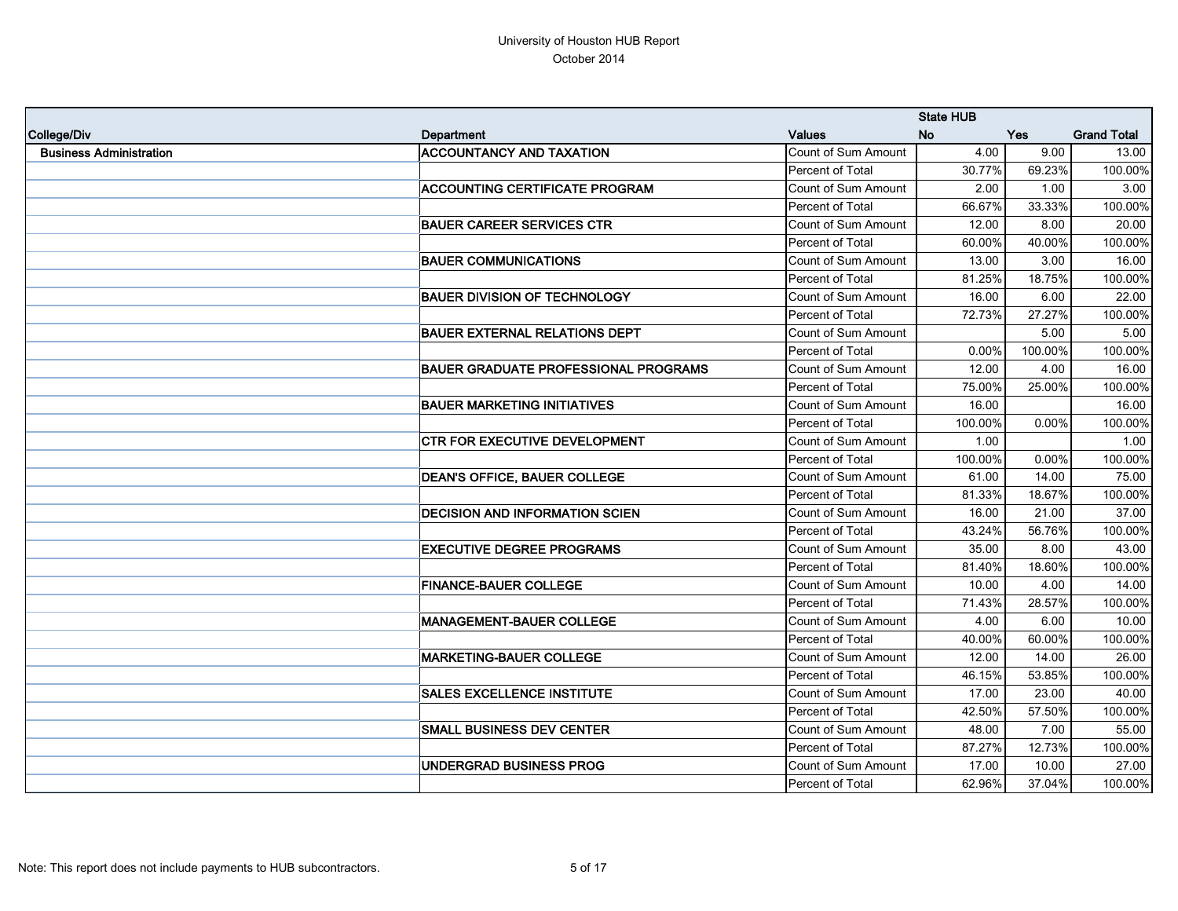University of Houston HUB Report
October 2014

| College/Div | Department | Values | State HUB No | Yes | Grand Total |
|---|---|---|---|---|---|
| Business Administration | ACCOUNTANCY AND TAXATION | Count of Sum Amount | 4.00 | 9.00 | 13.00 |
| | | Percent of Total | 30.77% | 69.23% | 100.00% |
| | ACCOUNTING CERTIFICATE PROGRAM | Count of Sum Amount | 2.00 | 1.00 | 3.00 |
| | | Percent of Total | 66.67% | 33.33% | 100.00% |
| | BAUER CAREER SERVICES CTR | Count of Sum Amount | 12.00 | 8.00 | 20.00 |
| | | Percent of Total | 60.00% | 40.00% | 100.00% |
| | BAUER COMMUNICATIONS | Count of Sum Amount | 13.00 | 3.00 | 16.00 |
| | | Percent of Total | 81.25% | 18.75% | 100.00% |
| | BAUER DIVISION OF TECHNOLOGY | Count of Sum Amount | 16.00 | 6.00 | 22.00 |
| | | Percent of Total | 72.73% | 27.27% | 100.00% |
| | BAUER EXTERNAL RELATIONS DEPT | Count of Sum Amount | | 5.00 | 5.00 |
| | | Percent of Total | 0.00% | 100.00% | 100.00% |
| | BAUER GRADUATE PROFESSIONAL PROGRAMS | Count of Sum Amount | 12.00 | 4.00 | 16.00 |
| | | Percent of Total | 75.00% | 25.00% | 100.00% |
| | BAUER MARKETING INITIATIVES | Count of Sum Amount | 16.00 | | 16.00 |
| | | Percent of Total | 100.00% | 0.00% | 100.00% |
| | CTR FOR EXECUTIVE DEVELOPMENT | Count of Sum Amount | 1.00 | | 1.00 |
| | | Percent of Total | 100.00% | 0.00% | 100.00% |
| | DEAN'S OFFICE, BAUER COLLEGE | Count of Sum Amount | 61.00 | 14.00 | 75.00 |
| | | Percent of Total | 81.33% | 18.67% | 100.00% |
| | DECISION AND INFORMATION SCIEN | Count of Sum Amount | 16.00 | 21.00 | 37.00 |
| | | Percent of Total | 43.24% | 56.76% | 100.00% |
| | EXECUTIVE DEGREE PROGRAMS | Count of Sum Amount | 35.00 | 8.00 | 43.00 |
| | | Percent of Total | 81.40% | 18.60% | 100.00% |
| | FINANCE-BAUER COLLEGE | Count of Sum Amount | 10.00 | 4.00 | 14.00 |
| | | Percent of Total | 71.43% | 28.57% | 100.00% |
| | MANAGEMENT-BAUER COLLEGE | Count of Sum Amount | 4.00 | 6.00 | 10.00 |
| | | Percent of Total | 40.00% | 60.00% | 100.00% |
| | MARKETING-BAUER COLLEGE | Count of Sum Amount | 12.00 | 14.00 | 26.00 |
| | | Percent of Total | 46.15% | 53.85% | 100.00% |
| | SALES EXCELLENCE INSTITUTE | Count of Sum Amount | 17.00 | 23.00 | 40.00 |
| | | Percent of Total | 42.50% | 57.50% | 100.00% |
| | SMALL BUSINESS DEV CENTER | Count of Sum Amount | 48.00 | 7.00 | 55.00 |
| | | Percent of Total | 87.27% | 12.73% | 100.00% |
| | UNDERGRAD BUSINESS PROG | Count of Sum Amount | 17.00 | 10.00 | 27.00 |
| | | Percent of Total | 62.96% | 37.04% | 100.00% |

Note: This report does not include payments to HUB subcontractors.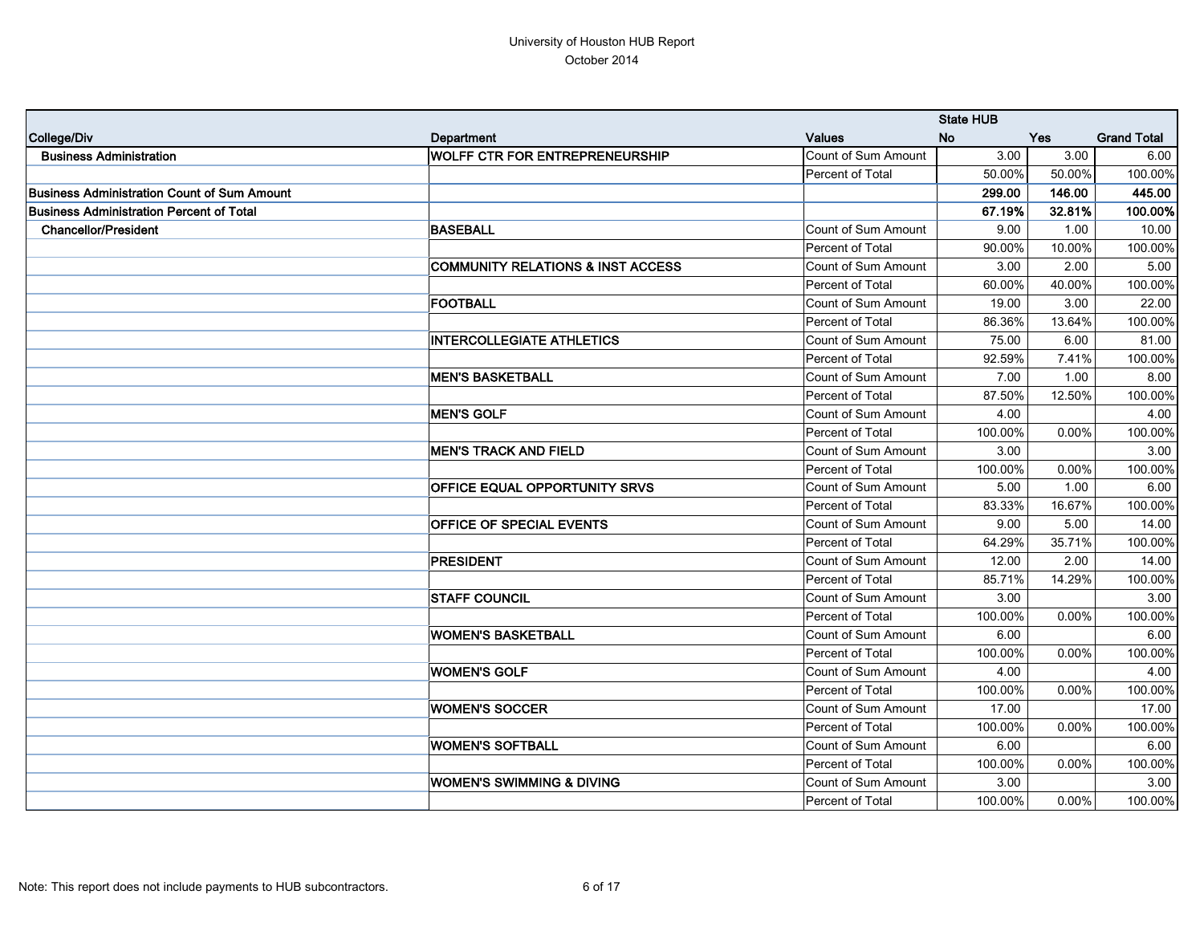University of Houston HUB Report
October 2014

| College/Div | Department | Values | State HUB No | Yes | Grand Total |
|---|---|---|---|---|---|
| **Business Administration** | **WOLFF CTR FOR ENTREPRENEURSHIP** | Count of Sum Amount | 3.00 | 3.00 | 6.00 |
| | | Percent of Total | 50.00% | 50.00% | 100.00% |
| **Business Administration Count of Sum Amount** | | | **299.00** | **146.00** | **445.00** |
| **Business Administration Percent of Total** | | | **67.19%** | **32.81%** | **100.00%** |
| **Chancellor/President** | **BASEBALL** | Count of Sum Amount | 9.00 | 1.00 | 10.00 |
| | | Percent of Total | 90.00% | 10.00% | 100.00% |
| | **COMMUNITY RELATIONS & INST ACCESS** | Count of Sum Amount | 3.00 | 2.00 | 5.00 |
| | | Percent of Total | 60.00% | 40.00% | 100.00% |
| | **FOOTBALL** | Count of Sum Amount | 19.00 | 3.00 | 22.00 |
| | | Percent of Total | 86.36% | 13.64% | 100.00% |
| | **INTERCOLLEGIATE ATHLETICS** | Count of Sum Amount | 75.00 | 6.00 | 81.00 |
| | | Percent of Total | 92.59% | 7.41% | 100.00% |
| | **MEN'S BASKETBALL** | Count of Sum Amount | 7.00 | 1.00 | 8.00 |
| | | Percent of Total | 87.50% | 12.50% | 100.00% |
| | **MEN'S GOLF** | Count of Sum Amount | 4.00 | | 4.00 |
| | | Percent of Total | 100.00% | 0.00% | 100.00% |
| | **MEN'S TRACK AND FIELD** | Count of Sum Amount | 3.00 | | 3.00 |
| | | Percent of Total | 100.00% | 0.00% | 100.00% |
| | **OFFICE EQUAL OPPORTUNITY SRVS** | Count of Sum Amount | 5.00 | 1.00 | 6.00 |
| | | Percent of Total | 83.33% | 16.67% | 100.00% |
| | **OFFICE OF SPECIAL EVENTS** | Count of Sum Amount | 9.00 | 5.00 | 14.00 |
| | | Percent of Total | 64.29% | 35.71% | 100.00% |
| | **PRESIDENT** | Count of Sum Amount | 12.00 | 2.00 | 14.00 |
| | | Percent of Total | 85.71% | 14.29% | 100.00% |
| | **STAFF COUNCIL** | Count of Sum Amount | 3.00 | | 3.00 |
| | | Percent of Total | 100.00% | 0.00% | 100.00% |
| | **WOMEN'S BASKETBALL** | Count of Sum Amount | 6.00 | | 6.00 |
| | | Percent of Total | 100.00% | 0.00% | 100.00% |
| | **WOMEN'S GOLF** | Count of Sum Amount | 4.00 | | 4.00 |
| | | Percent of Total | 100.00% | 0.00% | 100.00% |
| | **WOMEN'S SOCCER** | Count of Sum Amount | 17.00 | | 17.00 |
| | | Percent of Total | 100.00% | 0.00% | 100.00% |
| | **WOMEN'S SOFTBALL** | Count of Sum Amount | 6.00 | | 6.00 |
| | | Percent of Total | 100.00% | 0.00% | 100.00% |
| | **WOMEN'S SWIMMING & DIVING** | Count of Sum Amount | 3.00 | | 3.00 |
| | | Percent of Total | 100.00% | 0.00% | 100.00% |

Note: This report does not include payments to HUB subcontractors.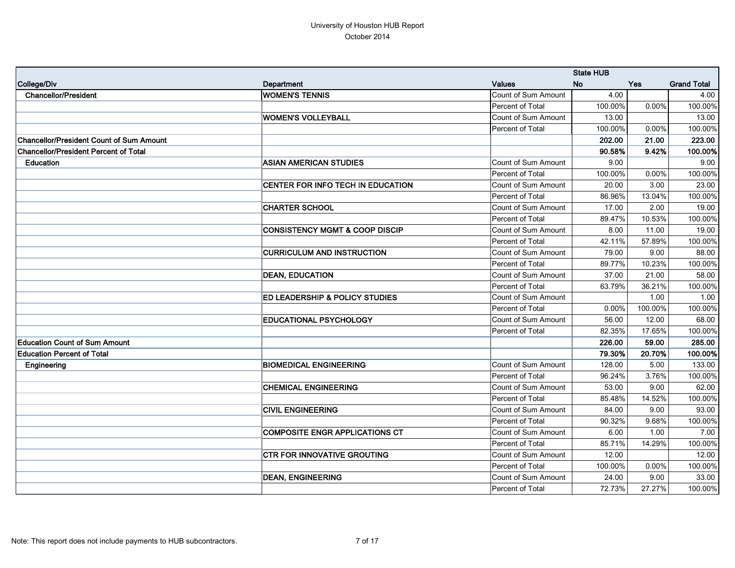University of Houston HUB Report

October 2014

| College/Div | Department | Values | State HUB No | Yes | Grand Total |
|---|---|---|---|---|---|
| **Chancellor/President** | **WOMEN'S TENNIS** | Count of Sum Amount | 4.00 | | 4.00 |
| | | Percent of Total | 100.00% | 0.00% | 100.00% |
| | **WOMEN'S VOLLEYBALL** | Count of Sum Amount | 13.00 | | 13.00 |
| | | Percent of Total | 100.00% | 0.00% | 100.00% |
| **Chancellor/President Count of Sum Amount** | | | **202.00** | **21.00** | **223.00** |
| **Chancellor/President Percent of Total** | | | **90.58%** | **9.42%** | **100.00%** |
| **Education** | **ASIAN AMERICAN STUDIES** | Count of Sum Amount | 9.00 | | 9.00 |
| | | Percent of Total | 100.00% | 0.00% | 100.00% |
| | **CENTER FOR INFO TECH IN EDUCATION** | Count of Sum Amount | 20.00 | 3.00 | 23.00 |
| | | Percent of Total | 86.96% | 13.04% | 100.00% |
| | **CHARTER SCHOOL** | Count of Sum Amount | 17.00 | 2.00 | 19.00 |
| | | Percent of Total | 89.47% | 10.53% | 100.00% |
| | **CONSISTENCY MGMT & COOP DISCIP** | Count of Sum Amount | 8.00 | 11.00 | 19.00 |
| | | Percent of Total | 42.11% | 57.89% | 100.00% |
| | **CURRICULUM AND INSTRUCTION** | Count of Sum Amount | 79.00 | 9.00 | 88.00 |
| | | Percent of Total | 89.77% | 10.23% | 100.00% |
| | **DEAN, EDUCATION** | Count of Sum Amount | 37.00 | 21.00 | 58.00 |
| | | Percent of Total | 63.79% | 36.21% | 100.00% |
| | **ED LEADERSHIP & POLICY STUDIES** | Count of Sum Amount | | 1.00 | 1.00 |
| | | Percent of Total | 0.00% | 100.00% | 100.00% |
| | **EDUCATIONAL PSYCHOLOGY** | Count of Sum Amount | 56.00 | 12.00 | 68.00 |
| | | Percent of Total | 82.35% | 17.65% | 100.00% |
| **Education Count of Sum Amount** | | | **226.00** | **59.00** | **285.00** |
| **Education Percent of Total** | | | **79.30%** | **20.70%** | **100.00%** |
| **Engineering** | **BIOMEDICAL ENGINEERING** | Count of Sum Amount | 128.00 | 5.00 | 133.00 |
| | | Percent of Total | 96.24% | 3.76% | 100.00% |
| | **CHEMICAL ENGINEERING** | Count of Sum Amount | 53.00 | 9.00 | 62.00 |
| | | Percent of Total | 85.48% | 14.52% | 100.00% |
| | **CIVIL ENGINEERING** | Count of Sum Amount | 84.00 | 9.00 | 93.00 |
| | | Percent of Total | 90.32% | 9.68% | 100.00% |
| | **COMPOSITE ENGR APPLICATIONS CT** | Count of Sum Amount | 6.00 | 1.00 | 7.00 |
| | | Percent of Total | 85.71% | 14.29% | 100.00% |
| | **CTR FOR INNOVATIVE GROUTING** | Count of Sum Amount | 12.00 | | 12.00 |
| | | Percent of Total | 100.00% | 0.00% | 100.00% |
| | **DEAN, ENGINEERING** | Count of Sum Amount | 24.00 | 9.00 | 33.00 |
| | | Percent of Total | 72.73% | 27.27% | 100.00% |

Note: This report does not include payments to HUB subcontractors.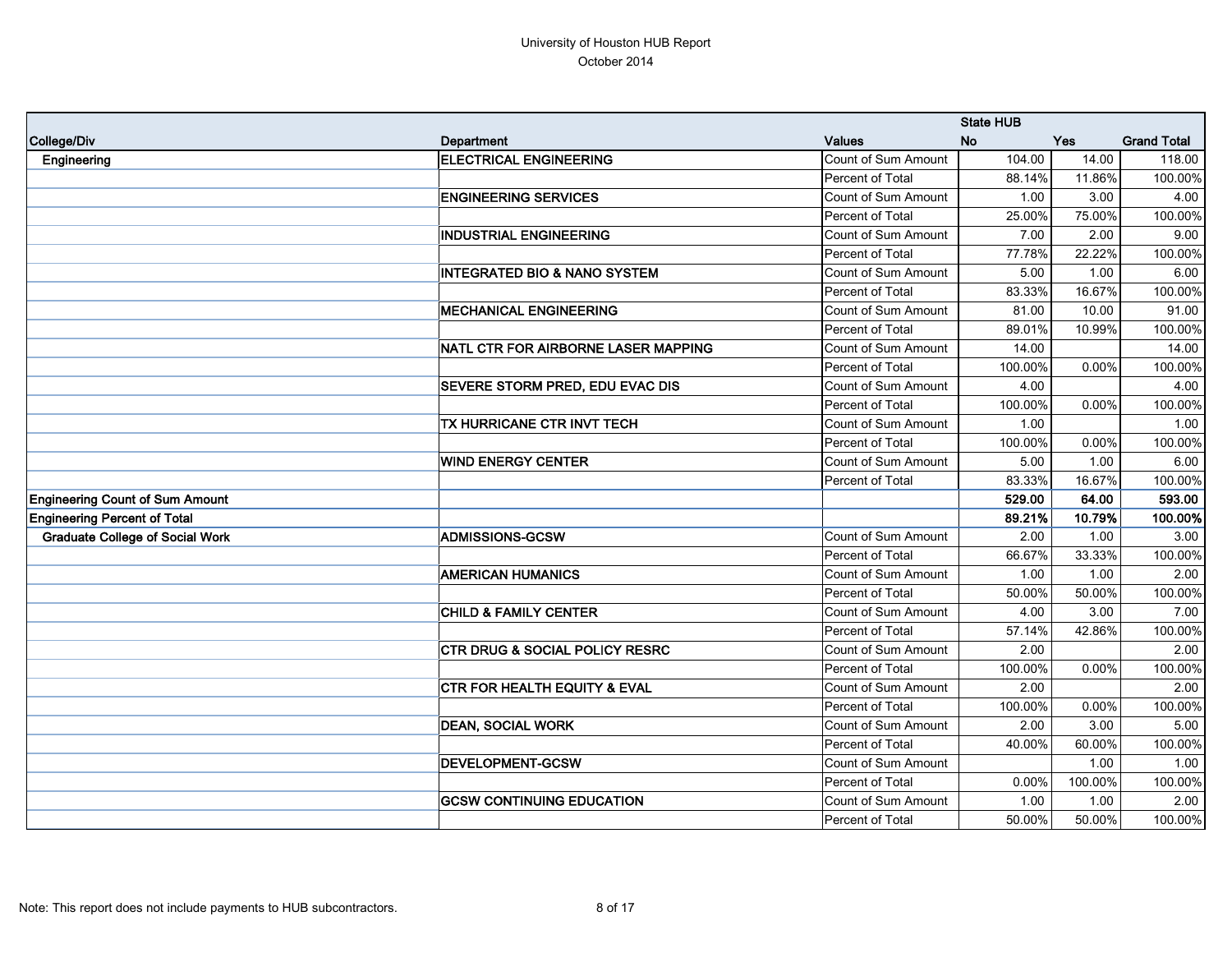University of Houston HUB Report
October 2014

| College/Div | Department | Values | State HUB No | Yes | Grand Total |
|---|---|---|---|---|---|
| Engineering | ELECTRICAL ENGINEERING | Count of Sum Amount | 104.00 | 14.00 | 118.00 |
| | | Percent of Total | 88.14% | 11.86% | 100.00% |
| | ENGINEERING SERVICES | Count of Sum Amount | 1.00 | 3.00 | 4.00 |
| | | Percent of Total | 25.00% | 75.00% | 100.00% |
| | INDUSTRIAL ENGINEERING | Count of Sum Amount | 7.00 | 2.00 | 9.00 |
| | | Percent of Total | 77.78% | 22.22% | 100.00% |
| | INTEGRATED BIO & NANO SYSTEM | Count of Sum Amount | 5.00 | 1.00 | 6.00 |
| | | Percent of Total | 83.33% | 16.67% | 100.00% |
| | MECHANICAL ENGINEERING | Count of Sum Amount | 81.00 | 10.00 | 91.00 |
| | | Percent of Total | 89.01% | 10.99% | 100.00% |
| | NATL CTR FOR AIRBORNE LASER MAPPING | Count of Sum Amount | 14.00 | | 14.00 |
| | | Percent of Total | 100.00% | 0.00% | 100.00% |
| | SEVERE STORM PRED, EDU EVAC DIS | Count of Sum Amount | 4.00 | | 4.00 |
| | | Percent of Total | 100.00% | 0.00% | 100.00% |
| | TX HURRICANE CTR INVT TECH | Count of Sum Amount | 1.00 | | 1.00 |
| | | Percent of Total | 100.00% | 0.00% | 100.00% |
| | WIND ENERGY CENTER | Count of Sum Amount | 5.00 | 1.00 | 6.00 |
| | | Percent of Total | 83.33% | 16.67% | 100.00% |
| **Engineering Count of Sum Amount** | | | **529.00** | **64.00** | **593.00** |
| **Engineering Percent of Total** | | | **89.21%** | **10.79%** | **100.00%** |
| Graduate College of Social Work | ADMISSIONS-GCSW | Count of Sum Amount | 2.00 | 1.00 | 3.00 |
| | | Percent of Total | 66.67% | 33.33% | 100.00% |
| | AMERICAN HUMANICS | Count of Sum Amount | 1.00 | 1.00 | 2.00 |
| | | Percent of Total | 50.00% | 50.00% | 100.00% |
| | CHILD & FAMILY CENTER | Count of Sum Amount | 4.00 | 3.00 | 7.00 |
| | | Percent of Total | 57.14% | 42.86% | 100.00% |
| | CTR DRUG & SOCIAL POLICY RESRC | Count of Sum Amount | 2.00 | | 2.00 |
| | | Percent of Total | 100.00% | 0.00% | 100.00% |
| | CTR FOR HEALTH EQUITY & EVAL | Count of Sum Amount | 2.00 | | 2.00 |
| | | Percent of Total | 100.00% | 0.00% | 100.00% |
| | DEAN, SOCIAL WORK | Count of Sum Amount | 2.00 | 3.00 | 5.00 |
| | | Percent of Total | 40.00% | 60.00% | 100.00% |
| | DEVELOPMENT-GCSW | Count of Sum Amount | | 1.00 | 1.00 |
| | | Percent of Total | 0.00% | 100.00% | 100.00% |
| | GCSW CONTINUING EDUCATION | Count of Sum Amount | 1.00 | 1.00 | 2.00 |
| | | Percent of Total | 50.00% | 50.00% | 100.00% |

Note: This report does not include payments to HUB subcontractors.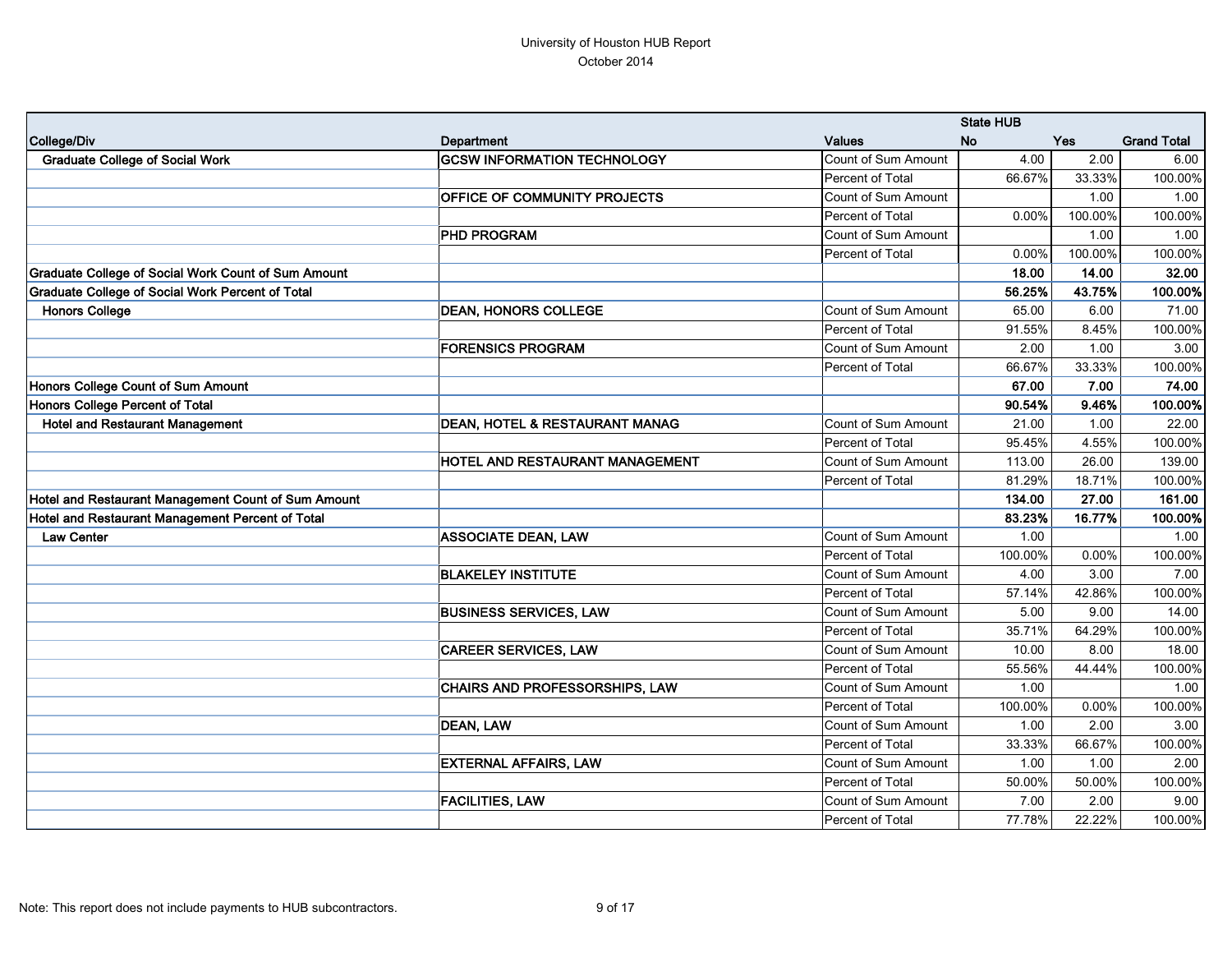University of Houston HUB Report
October 2014

| College/Div | Department | Values | State HUB No | Yes | Grand Total |
|---|---|---|---|---|---|
| **Graduate College of Social Work** | **GCSW INFORMATION TECHNOLOGY** | Count of Sum Amount | 4.00 | 2.00 | 6.00 |
| | | Percent of Total | 66.67% | 33.33% | 100.00% |
| | **OFFICE OF COMMUNITY PROJECTS** | Count of Sum Amount | | 1.00 | 1.00 |
| | | Percent of Total | 0.00% | 100.00% | 100.00% |
| | **PHD PROGRAM** | Count of Sum Amount | | 1.00 | 1.00 |
| | | Percent of Total | 0.00% | 100.00% | 100.00% |
| **Graduate College of Social Work Count of Sum Amount** | | | **18.00** | **14.00** | **32.00** |
| **Graduate College of Social Work Percent of Total** | | | **56.25%** | **43.75%** | **100.00%** |
| **Honors College** | **DEAN, HONORS COLLEGE** | Count of Sum Amount | 65.00 | 6.00 | 71.00 |
| | | Percent of Total | 91.55% | 8.45% | 100.00% |
| | **FORENSICS PROGRAM** | Count of Sum Amount | 2.00 | 1.00 | 3.00 |
| | | Percent of Total | 66.67% | 33.33% | 100.00% |
| **Honors College Count of Sum Amount** | | | **67.00** | **7.00** | **74.00** |
| **Honors College Percent of Total** | | | **90.54%** | **9.46%** | **100.00%** |
| **Hotel and Restaurant Management** | **DEAN, HOTEL & RESTAURANT MANAG** | Count of Sum Amount | 21.00 | 1.00 | 22.00 |
| | | Percent of Total | 95.45% | 4.55% | 100.00% |
| | **HOTEL AND RESTAURANT MANAGEMENT** | Count of Sum Amount | 113.00 | 26.00 | 139.00 |
| | | Percent of Total | 81.29% | 18.71% | 100.00% |
| **Hotel and Restaurant Management Count of Sum Amount** | | | **134.00** | **27.00** | **161.00** |
| **Hotel and Restaurant Management Percent of Total** | | | **83.23%** | **16.77%** | **100.00%** |
| **Law Center** | **ASSOCIATE DEAN, LAW** | Count of Sum Amount | 1.00 | | 1.00 |
| | | Percent of Total | 100.00% | 0.00% | 100.00% |
| | **BLAKELEY INSTITUTE** | Count of Sum Amount | 4.00 | 3.00 | 7.00 |
| | | Percent of Total | 57.14% | 42.86% | 100.00% |
| | **BUSINESS SERVICES, LAW** | Count of Sum Amount | 5.00 | 9.00 | 14.00 |
| | | Percent of Total | 35.71% | 64.29% | 100.00% |
| | **CAREER SERVICES, LAW** | Count of Sum Amount | 10.00 | 8.00 | 18.00 |
| | | Percent of Total | 55.56% | 44.44% | 100.00% |
| | **CHAIRS AND PROFESSORSHIPS, LAW** | Count of Sum Amount | 1.00 | | 1.00 |
| | | Percent of Total | 100.00% | 0.00% | 100.00% |
| | **DEAN, LAW** | Count of Sum Amount | 1.00 | 2.00 | 3.00 |
| | | Percent of Total | 33.33% | 66.67% | 100.00% |
| | **EXTERNAL AFFAIRS, LAW** | Count of Sum Amount | 1.00 | 1.00 | 2.00 |
| | | Percent of Total | 50.00% | 50.00% | 100.00% |
| | **FACILITIES, LAW** | Count of Sum Amount | 7.00 | 2.00 | 9.00 |
| | | Percent of Total | 77.78% | 22.22% | 100.00% |

Note: This report does not include payments to HUB subcontractors.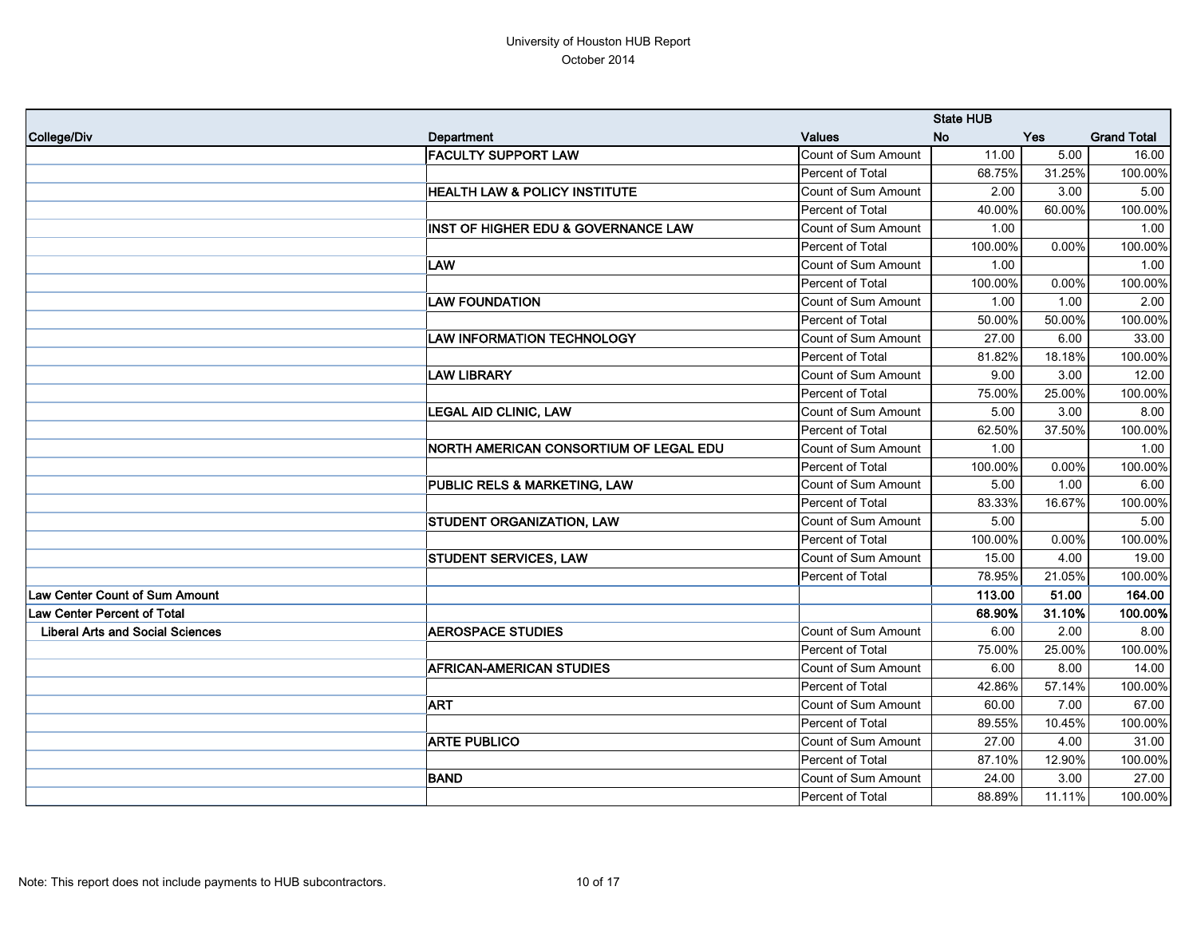University of Houston HUB Report
October 2014

| College/Div | Department | Values | State HUB No | Yes | Grand Total |
|---|---|---|---|---|---|
| | **FACULTY SUPPORT LAW** | Count of Sum Amount | 11.00 | 5.00 | 16.00 |
| | | Percent of Total | 68.75% | 31.25% | 100.00% |
| | **HEALTH LAW & POLICY INSTITUTE** | Count of Sum Amount | 2.00 | 3.00 | 5.00 |
| | | Percent of Total | 40.00% | 60.00% | 100.00% |
| | **INST OF HIGHER EDU & GOVERNANCE LAW** | Count of Sum Amount | 1.00 | | 1.00 |
| | | Percent of Total | 100.00% | 0.00% | 100.00% |
| | **LAW** | Count of Sum Amount | 1.00 | | 1.00 |
| | | Percent of Total | 100.00% | 0.00% | 100.00% |
| | **LAW FOUNDATION** | Count of Sum Amount | 1.00 | 1.00 | 2.00 |
| | | Percent of Total | 50.00% | 50.00% | 100.00% |
| | **LAW INFORMATION TECHNOLOGY** | Count of Sum Amount | 27.00 | 6.00 | 33.00 |
| | | Percent of Total | 81.82% | 18.18% | 100.00% |
| | **LAW LIBRARY** | Count of Sum Amount | 9.00 | 3.00 | 12.00 |
| | | Percent of Total | 75.00% | 25.00% | 100.00% |
| | **LEGAL AID CLINIC, LAW** | Count of Sum Amount | 5.00 | 3.00 | 8.00 |
| | | Percent of Total | 62.50% | 37.50% | 100.00% |
| | **NORTH AMERICAN CONSORTIUM OF LEGAL EDU** | Count of Sum Amount | 1.00 | | 1.00 |
| | | Percent of Total | 100.00% | 0.00% | 100.00% |
| | **PUBLIC RELS & MARKETING, LAW** | Count of Sum Amount | 5.00 | 1.00 | 6.00 |
| | | Percent of Total | 83.33% | 16.67% | 100.00% |
| | **STUDENT ORGANIZATION, LAW** | Count of Sum Amount | 5.00 | | 5.00 |
| | | Percent of Total | 100.00% | 0.00% | 100.00% |
| | **STUDENT SERVICES, LAW** | Count of Sum Amount | 15.00 | 4.00 | 19.00 |
| | | Percent of Total | 78.95% | 21.05% | 100.00% |
| **Law Center Count of Sum Amount** | | | **113.00** | **51.00** | **164.00** |
| **Law Center Percent of Total** | | | **68.90%** | **31.10%** | **100.00%** |
| **Liberal Arts and Social Sciences** | **AEROSPACE STUDIES** | Count of Sum Amount | 6.00 | 2.00 | 8.00 |
| | | Percent of Total | 75.00% | 25.00% | 100.00% |
| | **AFRICAN-AMERICAN STUDIES** | Count of Sum Amount | 6.00 | 8.00 | 14.00 |
| | | Percent of Total | 42.86% | 57.14% | 100.00% |
| | **ART** | Count of Sum Amount | 60.00 | 7.00 | 67.00 |
| | | Percent of Total | 89.55% | 10.45% | 100.00% |
| | **ARTE PUBLICO** | Count of Sum Amount | 27.00 | 4.00 | 31.00 |
| | | Percent of Total | 87.10% | 12.90% | 100.00% |
| | **BAND** | Count of Sum Amount | 24.00 | 3.00 | 27.00 |
| | | Percent of Total | 88.89% | 11.11% | 100.00% |

Note: This report does not include payments to HUB subcontractors.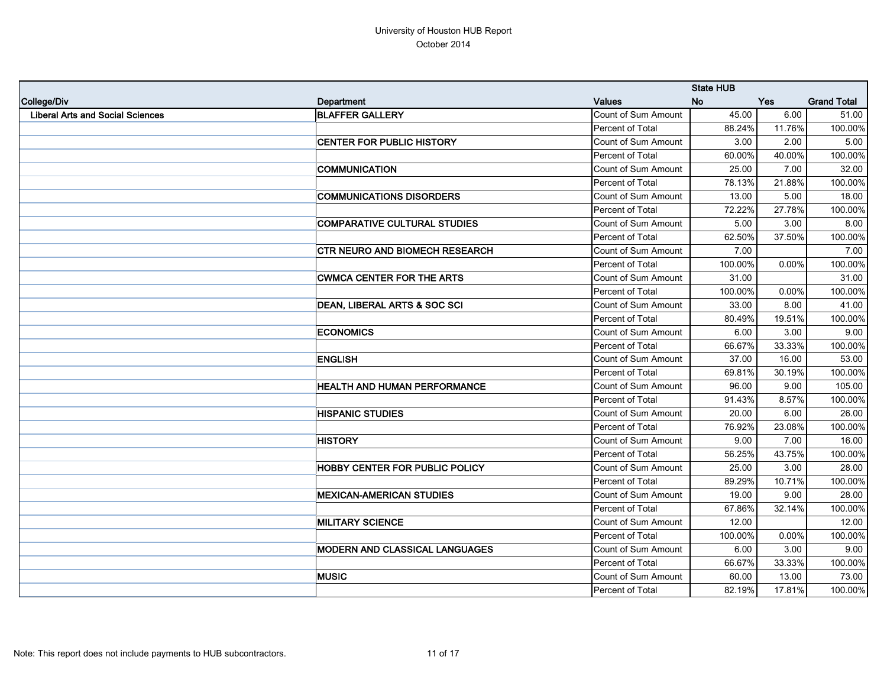University of Houston HUB Report
October 2014

| College/Div | Department | Values | State HUB No | Yes | Grand Total |
|---|---|---|---|---|---|
| Liberal Arts and Social Sciences | BLAFFER GALLERY | Count of Sum Amount | 45.00 | 6.00 | 51.00 |
| | | Percent of Total | 88.24% | 11.76% | 100.00% |
| | CENTER FOR PUBLIC HISTORY | Count of Sum Amount | 3.00 | 2.00 | 5.00 |
| | | Percent of Total | 60.00% | 40.00% | 100.00% |
| | COMMUNICATION | Count of Sum Amount | 25.00 | 7.00 | 32.00 |
| | | Percent of Total | 78.13% | 21.88% | 100.00% |
| | COMMUNICATIONS DISORDERS | Count of Sum Amount | 13.00 | 5.00 | 18.00 |
| | | Percent of Total | 72.22% | 27.78% | 100.00% |
| | COMPARATIVE CULTURAL STUDIES | Count of Sum Amount | 5.00 | 3.00 | 8.00 |
| | | Percent of Total | 62.50% | 37.50% | 100.00% |
| | CTR NEURO AND BIOMECH RESEARCH | Count of Sum Amount | 7.00 | | 7.00 |
| | | Percent of Total | 100.00% | 0.00% | 100.00% |
| | CWMCA CENTER FOR THE ARTS | Count of Sum Amount | 31.00 | | 31.00 |
| | | Percent of Total | 100.00% | 0.00% | 100.00% |
| | DEAN, LIBERAL ARTS & SOC SCI | Count of Sum Amount | 33.00 | 8.00 | 41.00 |
| | | Percent of Total | 80.49% | 19.51% | 100.00% |
| | ECONOMICS | Count of Sum Amount | 6.00 | 3.00 | 9.00 |
| | | Percent of Total | 66.67% | 33.33% | 100.00% |
| | ENGLISH | Count of Sum Amount | 37.00 | 16.00 | 53.00 |
| | | Percent of Total | 69.81% | 30.19% | 100.00% |
| | HEALTH AND HUMAN PERFORMANCE | Count of Sum Amount | 96.00 | 9.00 | 105.00 |
| | | Percent of Total | 91.43% | 8.57% | 100.00% |
| | HISPANIC STUDIES | Count of Sum Amount | 20.00 | 6.00 | 26.00 |
| | | Percent of Total | 76.92% | 23.08% | 100.00% |
| | HISTORY | Count of Sum Amount | 9.00 | 7.00 | 16.00 |
| | | Percent of Total | 56.25% | 43.75% | 100.00% |
| | HOBBY CENTER FOR PUBLIC POLICY | Count of Sum Amount | 25.00 | 3.00 | 28.00 |
| | | Percent of Total | 89.29% | 10.71% | 100.00% |
| | MEXICAN-AMERICAN STUDIES | Count of Sum Amount | 19.00 | 9.00 | 28.00 |
| | | Percent of Total | 67.86% | 32.14% | 100.00% |
| | MILITARY SCIENCE | Count of Sum Amount | 12.00 | | 12.00 |
| | | Percent of Total | 100.00% | 0.00% | 100.00% |
| | MODERN AND CLASSICAL LANGUAGES | Count of Sum Amount | 6.00 | 3.00 | 9.00 |
| | | Percent of Total | 66.67% | 33.33% | 100.00% |
| | MUSIC | Count of Sum Amount | 60.00 | 13.00 | 73.00 |
| | | Percent of Total | 82.19% | 17.81% | 100.00% |

Note: This report does not include payments to HUB subcontractors.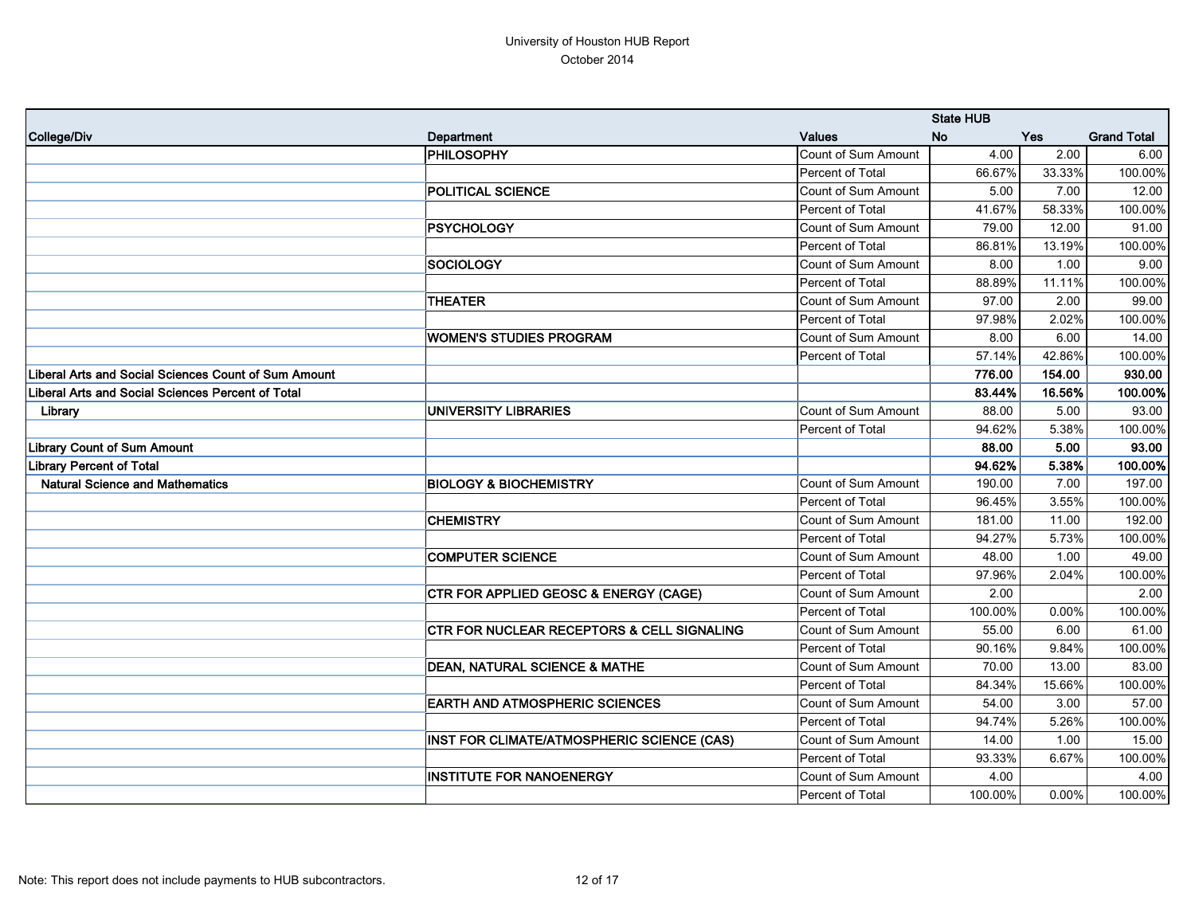University of Houston HUB Report
October 2014

| College/Div | Department | Values | State HUB No | Yes | Grand Total |
|---|---|---|---|---|---|
| | **PHILOSOPHY** | Count of Sum Amount | 4.00 | 2.00 | 6.00 |
| | | Percent of Total | 66.67% | 33.33% | 100.00% |
| | **POLITICAL SCIENCE** | Count of Sum Amount | 5.00 | 7.00 | 12.00 |
| | | Percent of Total | 41.67% | 58.33% | 100.00% |
| | **PSYCHOLOGY** | Count of Sum Amount | 79.00 | 12.00 | 91.00 |
| | | Percent of Total | 86.81% | 13.19% | 100.00% |
| | **SOCIOLOGY** | Count of Sum Amount | 8.00 | 1.00 | 9.00 |
| | | Percent of Total | 88.89% | 11.11% | 100.00% |
| | **THEATER** | Count of Sum Amount | 97.00 | 2.00 | 99.00 |
| | | Percent of Total | 97.98% | 2.02% | 100.00% |
| | **WOMEN'S STUDIES PROGRAM** | Count of Sum Amount | 8.00 | 6.00 | 14.00 |
| | | Percent of Total | 57.14% | 42.86% | 100.00% |
| **Liberal Arts and Social Sciences Count of Sum Amount** | | | **776.00** | **154.00** | **930.00** |
| **Liberal Arts and Social Sciences Percent of Total** | | | **83.44%** | **16.56%** | **100.00%** |
| **Library** | **UNIVERSITY LIBRARIES** | Count of Sum Amount | 88.00 | 5.00 | 93.00 |
| | | Percent of Total | 94.62% | 5.38% | 100.00% |
| **Library Count of Sum Amount** | | | **88.00** | **5.00** | **93.00** |
| **Library Percent of Total** | | | **94.62%** | **5.38%** | **100.00%** |
| **Natural Science and Mathematics** | **BIOLOGY & BIOCHEMISTRY** | Count of Sum Amount | 190.00 | 7.00 | 197.00 |
| | | Percent of Total | 96.45% | 3.55% | 100.00% |
| | **CHEMISTRY** | Count of Sum Amount | 181.00 | 11.00 | 192.00 |
| | | Percent of Total | 94.27% | 5.73% | 100.00% |
| | **COMPUTER SCIENCE** | Count of Sum Amount | 48.00 | 1.00 | 49.00 |
| | | Percent of Total | 97.96% | 2.04% | 100.00% |
| | **CTR FOR APPLIED GEOSC & ENERGY (CAGE)** | Count of Sum Amount | 2.00 | | 2.00 |
| | | Percent of Total | 100.00% | 0.00% | 100.00% |
| | **CTR FOR NUCLEAR RECEPTORS & CELL SIGNALING** | Count of Sum Amount | 55.00 | 6.00 | 61.00 |
| | | Percent of Total | 90.16% | 9.84% | 100.00% |
| | **DEAN, NATURAL SCIENCE & MATHE** | Count of Sum Amount | 70.00 | 13.00 | 83.00 |
| | | Percent of Total | 84.34% | 15.66% | 100.00% |
| | **EARTH AND ATMOSPHERIC SCIENCES** | Count of Sum Amount | 54.00 | 3.00 | 57.00 |
| | | Percent of Total | 94.74% | 5.26% | 100.00% |
| | **INST FOR CLIMATE/ATMOSPHERIC SCIENCE (CAS)** | Count of Sum Amount | 14.00 | 1.00 | 15.00 |
| | | Percent of Total | 93.33% | 6.67% | 100.00% |
| | **INSTITUTE FOR NANOENERGY** | Count of Sum Amount | 4.00 | | 4.00 |
| | | Percent of Total | 100.00% | 0.00% | 100.00% |

Note: This report does not include payments to HUB subcontractors.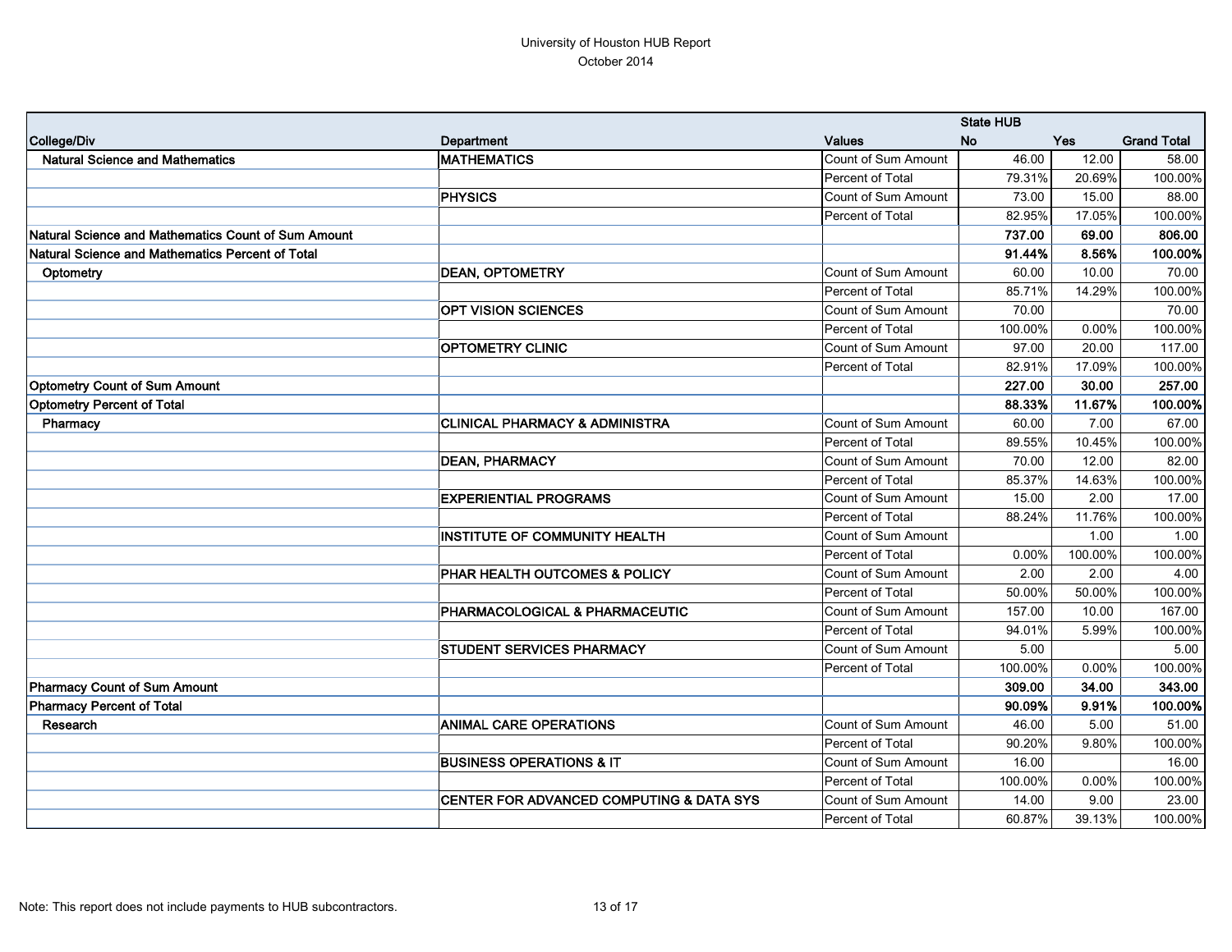University of Houston HUB Report
October 2014

| College/Div | Department | Values | State HUB No | Yes | Grand Total |
|---|---|---|---|---|---|
| **Natural Science and Mathematics** | **MATHEMATICS** | Count of Sum Amount | 46.00 | 12.00 | 58.00 |
| | | Percent of Total | 79.31% | 20.69% | 100.00% |
| | **PHYSICS** | Count of Sum Amount | 73.00 | 15.00 | 88.00 |
| | | Percent of Total | 82.95% | 17.05% | 100.00% |
| **Natural Science and Mathematics Count of Sum Amount** | | | **737.00** | **69.00** | **806.00** |
| **Natural Science and Mathematics Percent of Total** | | | **91.44%** | **8.56%** | **100.00%** |
| **Optometry** | **DEAN, OPTOMETRY** | Count of Sum Amount | 60.00 | 10.00 | 70.00 |
| | | Percent of Total | 85.71% | 14.29% | 100.00% |
| | **OPT VISION SCIENCES** | Count of Sum Amount | 70.00 | | 70.00 |
| | | Percent of Total | 100.00% | 0.00% | 100.00% |
| | **OPTOMETRY CLINIC** | Count of Sum Amount | 97.00 | 20.00 | 117.00 |
| | | Percent of Total | 82.91% | 17.09% | 100.00% |
| **Optometry Count of Sum Amount** | | | **227.00** | **30.00** | **257.00** |
| **Optometry Percent of Total** | | | **88.33%** | **11.67%** | **100.00%** |
| **Pharmacy** | **CLINICAL PHARMACY & ADMINISTRA** | Count of Sum Amount | 60.00 | 7.00 | 67.00 |
| | | Percent of Total | 89.55% | 10.45% | 100.00% |
| | **DEAN, PHARMACY** | Count of Sum Amount | 70.00 | 12.00 | 82.00 |
| | | Percent of Total | 85.37% | 14.63% | 100.00% |
| | **EXPERIENTIAL PROGRAMS** | Count of Sum Amount | 15.00 | 2.00 | 17.00 |
| | | Percent of Total | 88.24% | 11.76% | 100.00% |
| | **INSTITUTE OF COMMUNITY HEALTH** | Count of Sum Amount | | 1.00 | 1.00 |
| | | Percent of Total | 0.00% | 100.00% | 100.00% |
| | **PHAR HEALTH OUTCOMES & POLICY** | Count of Sum Amount | 2.00 | 2.00 | 4.00 |
| | | Percent of Total | 50.00% | 50.00% | 100.00% |
| | **PHARMACOLOGICAL & PHARMACEUTIC** | Count of Sum Amount | 157.00 | 10.00 | 167.00 |
| | | Percent of Total | 94.01% | 5.99% | 100.00% |
| | **STUDENT SERVICES PHARMACY** | Count of Sum Amount | 5.00 | | 5.00 |
| | | Percent of Total | 100.00% | 0.00% | 100.00% |
| **Pharmacy Count of Sum Amount** | | | **309.00** | **34.00** | **343.00** |
| **Pharmacy Percent of Total** | | | **90.09%** | **9.91%** | **100.00%** |
| **Research** | **ANIMAL CARE OPERATIONS** | Count of Sum Amount | 46.00 | 5.00 | 51.00 |
| | | Percent of Total | 90.20% | 9.80% | 100.00% |
| | **BUSINESS OPERATIONS & IT** | Count of Sum Amount | 16.00 | | 16.00 |
| | | Percent of Total | 100.00% | 0.00% | 100.00% |
| | **CENTER FOR ADVANCED COMPUTING & DATA SYS** | Count of Sum Amount | 14.00 | 9.00 | 23.00 |
| | | Percent of Total | 60.87% | 39.13% | 100.00% |

Note: This report does not include payments to HUB subcontractors.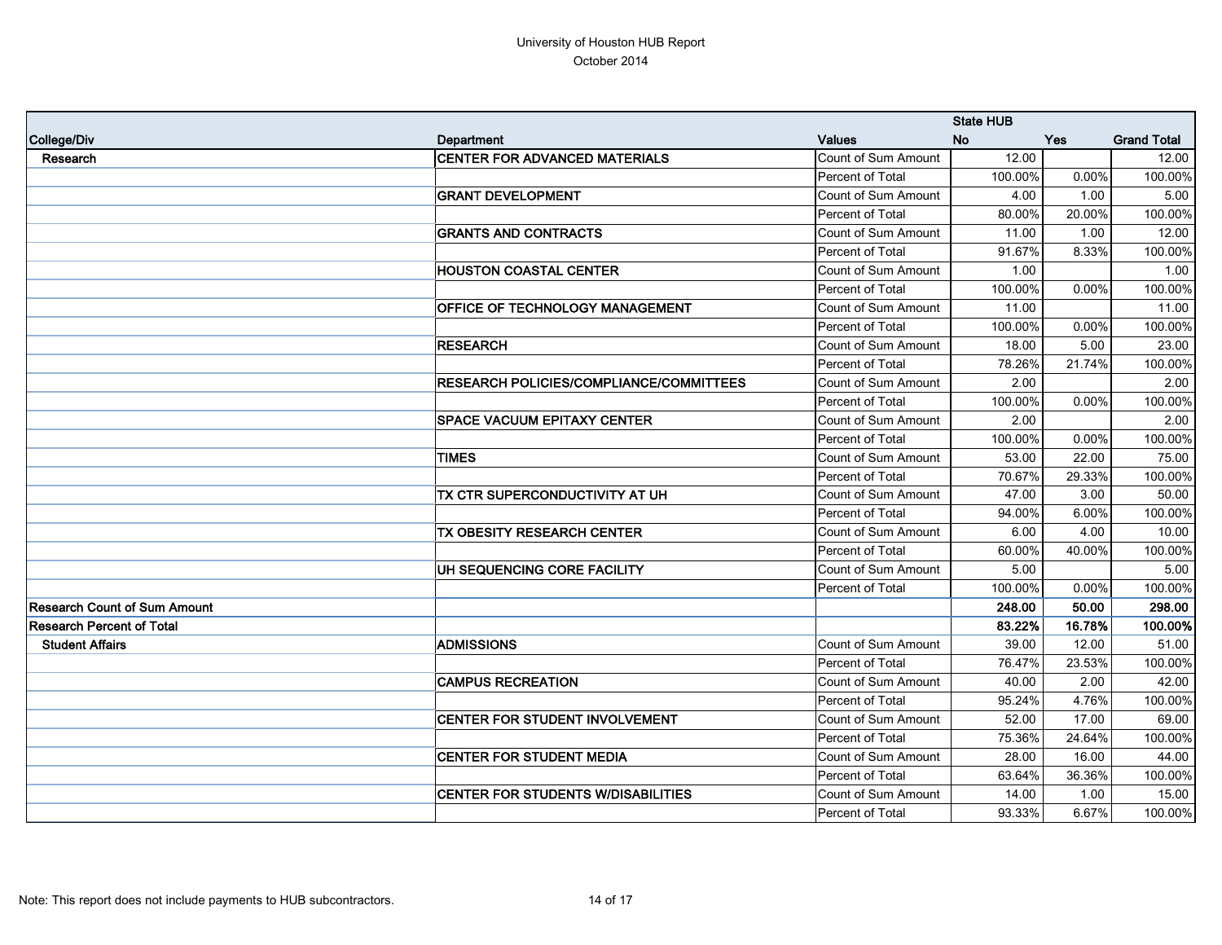University of Houston HUB Report
October 2014

| College/Div | Department | Values | State HUB No | Yes | Grand Total |
|---|---|---|---|---|---|
| Research | CENTER FOR ADVANCED MATERIALS | Count of Sum Amount | 12.00 | | 12.00 |
| | | Percent of Total | 100.00% | 0.00% | 100.00% |
| | GRANT DEVELOPMENT | Count of Sum Amount | 4.00 | 1.00 | 5.00 |
| | | Percent of Total | 80.00% | 20.00% | 100.00% |
| | GRANTS AND CONTRACTS | Count of Sum Amount | 11.00 | 1.00 | 12.00 |
| | | Percent of Total | 91.67% | 8.33% | 100.00% |
| | HOUSTON COASTAL CENTER | Count of Sum Amount | 1.00 | | 1.00 |
| | | Percent of Total | 100.00% | 0.00% | 100.00% |
| | OFFICE OF TECHNOLOGY MANAGEMENT | Count of Sum Amount | 11.00 | | 11.00 |
| | | Percent of Total | 100.00% | 0.00% | 100.00% |
| | RESEARCH | Count of Sum Amount | 18.00 | 5.00 | 23.00 |
| | | Percent of Total | 78.26% | 21.74% | 100.00% |
| | RESEARCH POLICIES/COMPLIANCE/COMMITTEES | Count of Sum Amount | 2.00 | | 2.00 |
| | | Percent of Total | 100.00% | 0.00% | 100.00% |
| | SPACE VACUUM EPITAXY CENTER | Count of Sum Amount | 2.00 | | 2.00 |
| | | Percent of Total | 100.00% | 0.00% | 100.00% |
| | TIMES | Count of Sum Amount | 53.00 | 22.00 | 75.00 |
| | | Percent of Total | 70.67% | 29.33% | 100.00% |
| | TX CTR SUPERCONDUCTIVITY AT UH | Count of Sum Amount | 47.00 | 3.00 | 50.00 |
| | | Percent of Total | 94.00% | 6.00% | 100.00% |
| | TX OBESITY RESEARCH CENTER | Count of Sum Amount | 6.00 | 4.00 | 10.00 |
| | | Percent of Total | 60.00% | 40.00% | 100.00% |
| | UH SEQUENCING CORE FACILITY | Count of Sum Amount | 5.00 | | 5.00 |
| | | Percent of Total | 100.00% | 0.00% | 100.00% |
| **Research Count of Sum Amount** | | | **248.00** | **50.00** | **298.00** |
| **Research Percent of Total** | | | **83.22%** | **16.78%** | **100.00%** |
| Student Affairs | ADMISSIONS | Count of Sum Amount | 39.00 | 12.00 | 51.00 |
| | | Percent of Total | 76.47% | 23.53% | 100.00% |
| | CAMPUS RECREATION | Count of Sum Amount | 40.00 | 2.00 | 42.00 |
| | | Percent of Total | 95.24% | 4.76% | 100.00% |
| | CENTER FOR STUDENT INVOLVEMENT | Count of Sum Amount | 52.00 | 17.00 | 69.00 |
| | | Percent of Total | 75.36% | 24.64% | 100.00% |
| | CENTER FOR STUDENT MEDIA | Count of Sum Amount | 28.00 | 16.00 | 44.00 |
| | | Percent of Total | 63.64% | 36.36% | 100.00% |
| | CENTER FOR STUDENTS W/DISABILITIES | Count of Sum Amount | 14.00 | 1.00 | 15.00 |
| | | Percent of Total | 93.33% | 6.67% | 100.00% |

Note: This report does not include payments to HUB subcontractors.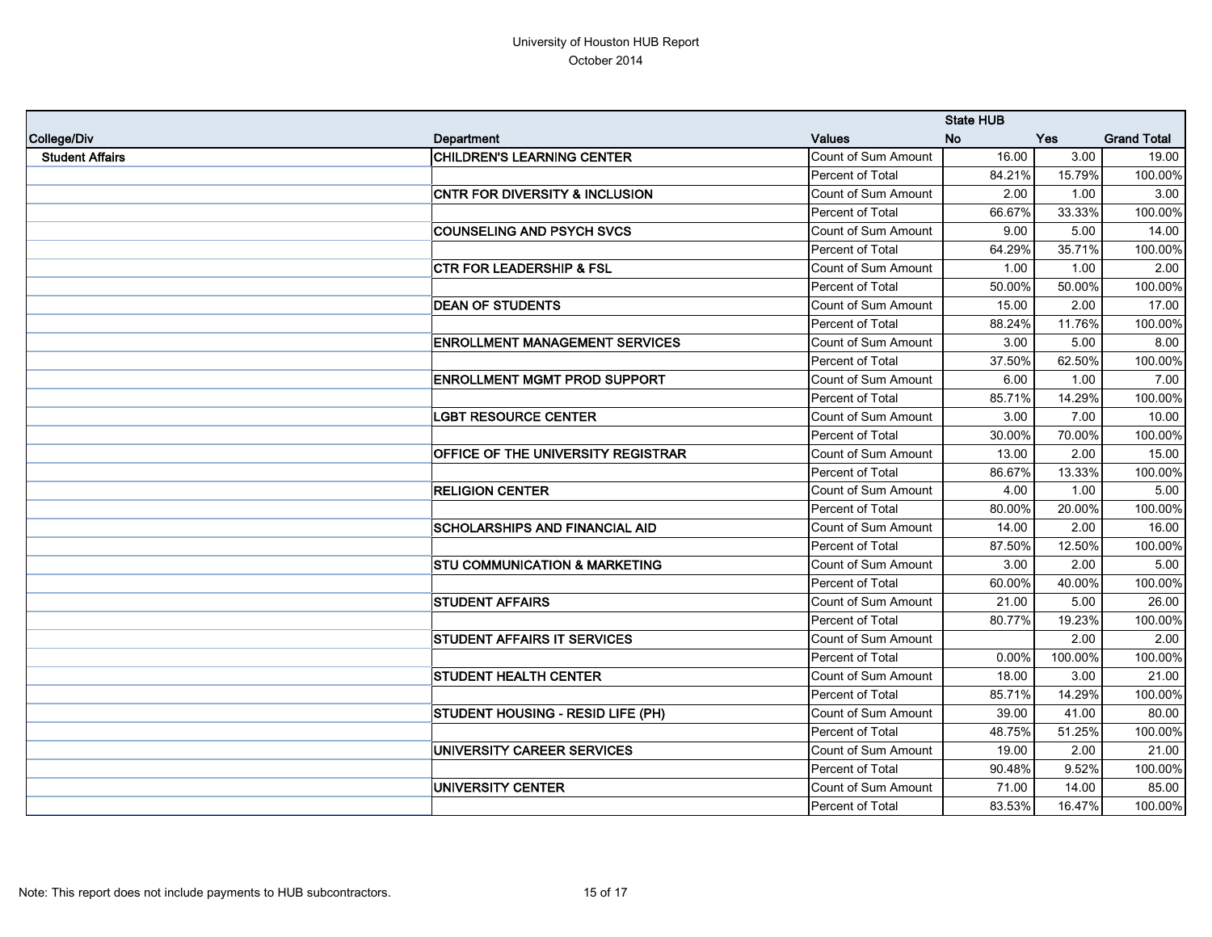University of Houston HUB Report
October 2014

| College/Div | Department | Values | State HUB | | |
|---|---|---|---|---|---|
| | | | No | Yes | Grand Total |
| **Student Affairs** | **CHILDREN'S LEARNING CENTER** | Count of Sum Amount | 16.00 | 3.00 | 19.00 |
| | | Percent of Total | 84.21% | 15.79% | 100.00% |
| | **CNTR FOR DIVERSITY & INCLUSION** | Count of Sum Amount | 2.00 | 1.00 | 3.00 |
| | | Percent of Total | 66.67% | 33.33% | 100.00% |
| | **COUNSELING AND PSYCH SVCS** | Count of Sum Amount | 9.00 | 5.00 | 14.00 |
| | | Percent of Total | 64.29% | 35.71% | 100.00% |
| | **CTR FOR LEADERSHIP & FSL** | Count of Sum Amount | 1.00 | 1.00 | 2.00 |
| | | Percent of Total | 50.00% | 50.00% | 100.00% |
| | **DEAN OF STUDENTS** | Count of Sum Amount | 15.00 | 2.00 | 17.00 |
| | | Percent of Total | 88.24% | 11.76% | 100.00% |
| | **ENROLLMENT MANAGEMENT SERVICES** | Count of Sum Amount | 3.00 | 5.00 | 8.00 |
| | | Percent of Total | 37.50% | 62.50% | 100.00% |
| | **ENROLLMENT MGMT PROD SUPPORT** | Count of Sum Amount | 6.00 | 1.00 | 7.00 |
| | | Percent of Total | 85.71% | 14.29% | 100.00% |
| | **LGBT RESOURCE CENTER** | Count of Sum Amount | 3.00 | 7.00 | 10.00 |
| | | Percent of Total | 30.00% | 70.00% | 100.00% |
| | **OFFICE OF THE UNIVERSITY REGISTRAR** | Count of Sum Amount | 13.00 | 2.00 | 15.00 |
| | | Percent of Total | 86.67% | 13.33% | 100.00% |
| | **RELIGION CENTER** | Count of Sum Amount | 4.00 | 1.00 | 5.00 |
| | | Percent of Total | 80.00% | 20.00% | 100.00% |
| | **SCHOLARSHIPS AND FINANCIAL AID** | Count of Sum Amount | 14.00 | 2.00 | 16.00 |
| | | Percent of Total | 87.50% | 12.50% | 100.00% |
| | **STU COMMUNICATION & MARKETING** | Count of Sum Amount | 3.00 | 2.00 | 5.00 |
| | | Percent of Total | 60.00% | 40.00% | 100.00% |
| | **STUDENT AFFAIRS** | Count of Sum Amount | 21.00 | 5.00 | 26.00 |
| | | Percent of Total | 80.77% | 19.23% | 100.00% |
| | **STUDENT AFFAIRS IT SERVICES** | Count of Sum Amount | | 2.00 | 2.00 |
| | | Percent of Total | 0.00% | 100.00% | 100.00% |
| | **STUDENT HEALTH CENTER** | Count of Sum Amount | 18.00 | 3.00 | 21.00 |
| | | Percent of Total | 85.71% | 14.29% | 100.00% |
| | **STUDENT HOUSING - RESID LIFE (PH)** | Count of Sum Amount | 39.00 | 41.00 | 80.00 |
| | | Percent of Total | 48.75% | 51.25% | 100.00% |
| | **UNIVERSITY CAREER SERVICES** | Count of Sum Amount | 19.00 | 2.00 | 21.00 |
| | | Percent of Total | 90.48% | 9.52% | 100.00% |
| | **UNIVERSITY CENTER** | Count of Sum Amount | 71.00 | 14.00 | 85.00 |
| | | Percent of Total | 83.53% | 16.47% | 100.00% |

Note: This report does not include payments to HUB subcontractors.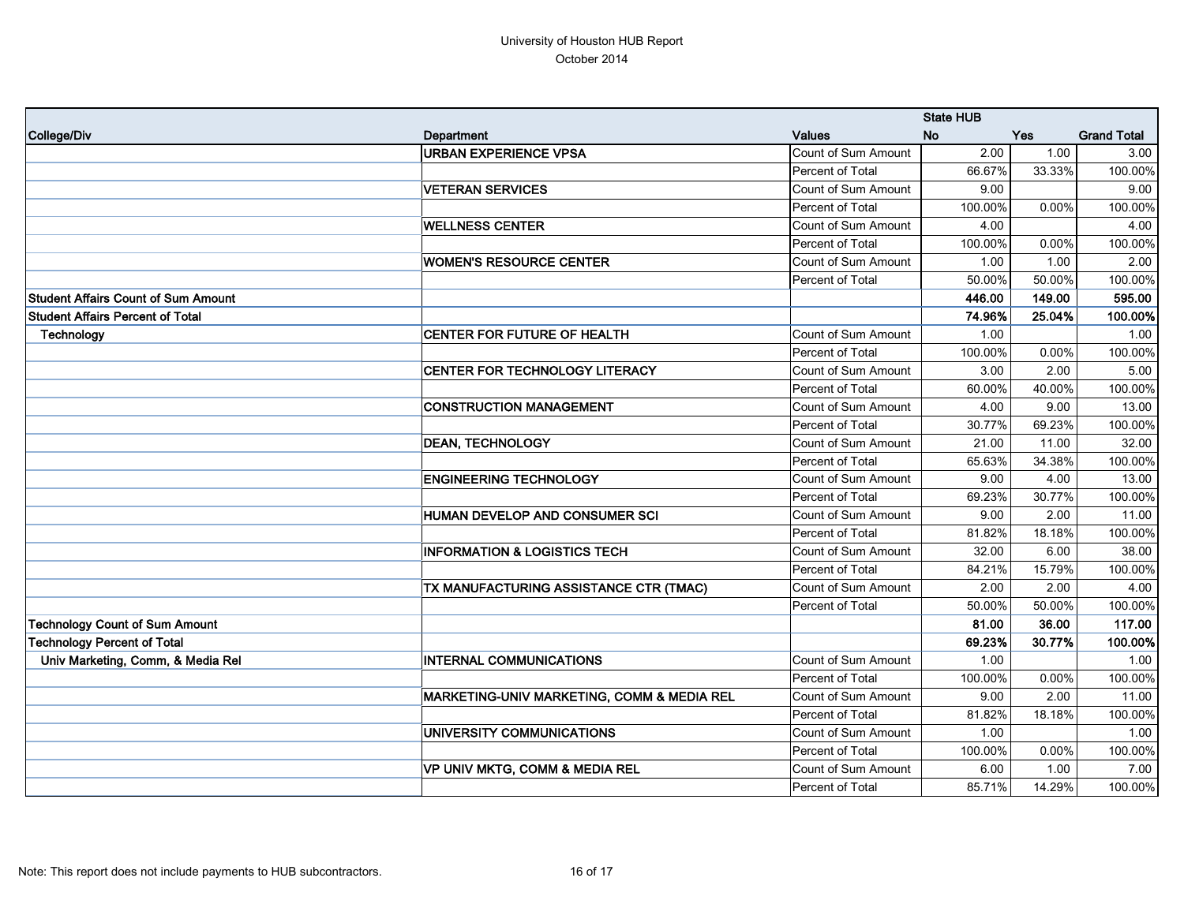# University of Houston HUB Report
October 2014

| College/Div | Department | Values | State HUB No | Yes | Grand Total |
|---|---|---|---|---|---|
| | **URBAN EXPERIENCE VPSA** | Count of Sum Amount | 2.00 | 1.00 | 3.00 |
| | | Percent of Total | 66.67% | 33.33% | 100.00% |
| | **VETERAN SERVICES** | Count of Sum Amount | 9.00 | | 9.00 |
| | | Percent of Total | 100.00% | 0.00% | 100.00% |
| | **WELLNESS CENTER** | Count of Sum Amount | 4.00 | | 4.00 |
| | | Percent of Total | 100.00% | 0.00% | 100.00% |
| | **WOMEN'S RESOURCE CENTER** | Count of Sum Amount | 1.00 | 1.00 | 2.00 |
| | | Percent of Total | 50.00% | 50.00% | 100.00% |
| **Student Affairs Count of Sum Amount** | | | **446.00** | **149.00** | **595.00** |
| **Student Affairs Percent of Total** | | | **74.96%** | **25.04%** | **100.00%** |
| **Technology** | **CENTER FOR FUTURE OF HEALTH** | Count of Sum Amount | 1.00 | | 1.00 |
| | | Percent of Total | 100.00% | 0.00% | 100.00% |
| | **CENTER FOR TECHNOLOGY LITERACY** | Count of Sum Amount | 3.00 | 2.00 | 5.00 |
| | | Percent of Total | 60.00% | 40.00% | 100.00% |
| | **CONSTRUCTION MANAGEMENT** | Count of Sum Amount | 4.00 | 9.00 | 13.00 |
| | | Percent of Total | 30.77% | 69.23% | 100.00% |
| | **DEAN, TECHNOLOGY** | Count of Sum Amount | 21.00 | 11.00 | 32.00 |
| | | Percent of Total | 65.63% | 34.38% | 100.00% |
| | **ENGINEERING TECHNOLOGY** | Count of Sum Amount | 9.00 | 4.00 | 13.00 |
| | | Percent of Total | 69.23% | 30.77% | 100.00% |
| | **HUMAN DEVELOP AND CONSUMER SCI** | Count of Sum Amount | 9.00 | 2.00 | 11.00 |
| | | Percent of Total | 81.82% | 18.18% | 100.00% |
| | **INFORMATION & LOGISTICS TECH** | Count of Sum Amount | 32.00 | 6.00 | 38.00 |
| | | Percent of Total | 84.21% | 15.79% | 100.00% |
| | **TX MANUFACTURING ASSISTANCE CTR (TMAC)** | Count of Sum Amount | 2.00 | 2.00 | 4.00 |
| | | Percent of Total | 50.00% | 50.00% | 100.00% |
| **Technology Count of Sum Amount** | | | **81.00** | **36.00** | **117.00** |
| **Technology Percent of Total** | | | **69.23%** | **30.77%** | **100.00%** |
| **Univ Marketing, Comm, & Media Rel** | **INTERNAL COMMUNICATIONS** | Count of Sum Amount | 1.00 | | 1.00 |
| | | Percent of Total | 100.00% | 0.00% | 100.00% |
| | **MARKETING-UNIV MARKETING, COMM & MEDIA REL** | Count of Sum Amount | 9.00 | 2.00 | 11.00 |
| | | Percent of Total | 81.82% | 18.18% | 100.00% |
| | **UNIVERSITY COMMUNICATIONS** | Count of Sum Amount | 1.00 | | 1.00 |
| | | Percent of Total | 100.00% | 0.00% | 100.00% |
| | **VP UNIV MKTG, COMM & MEDIA REL** | Count of Sum Amount | 6.00 | 1.00 | 7.00 |
| | | Percent of Total | 85.71% | 14.29% | 100.00% |

Note: This report does not include payments to HUB subcontractors.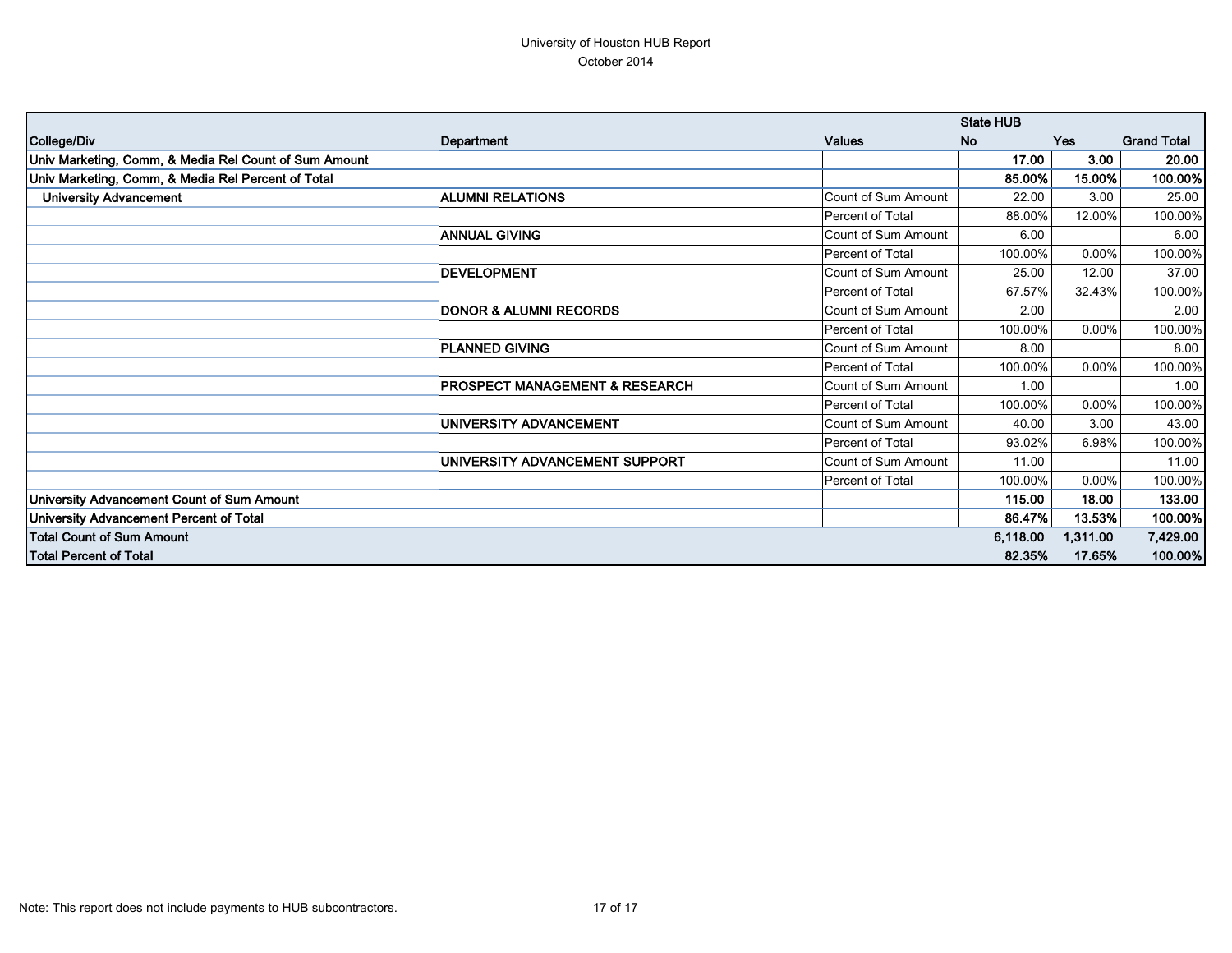University of Houston HUB Report
October 2014

| | | | State HUB | | |
|---|---|---|---|---|---|
| **College/Div** | **Department** | **Values** | **No** | **Yes** | **Grand Total** |
| **Univ Marketing, Comm, & Media Rel Count of Sum Amount** | | | **17.00** | **3.00** | **20.00** |
| **Univ Marketing, Comm, & Media Rel Percent of Total** | | | **85.00%** | **15.00%** | **100.00%** |
| **University Advancement** | **ALUMNI RELATIONS** | Count of Sum Amount | 22.00 | 3.00 | 25.00 |
| | | Percent of Total | 88.00% | 12.00% | 100.00% |
| | **ANNUAL GIVING** | Count of Sum Amount | 6.00 | | 6.00 |
| | | Percent of Total | 100.00% | 0.00% | 100.00% |
| | **DEVELOPMENT** | Count of Sum Amount | 25.00 | 12.00 | 37.00 |
| | | Percent of Total | 67.57% | 32.43% | 100.00% |
| | **DONOR & ALUMNI RECORDS** | Count of Sum Amount | 2.00 | | 2.00 |
| | | Percent of Total | 100.00% | 0.00% | 100.00% |
| | **PLANNED GIVING** | Count of Sum Amount | 8.00 | | 8.00 |
| | | Percent of Total | 100.00% | 0.00% | 100.00% |
| | **PROSPECT MANAGEMENT & RESEARCH** | Count of Sum Amount | 1.00 | | 1.00 |
| | | Percent of Total | 100.00% | 0.00% | 100.00% |
| | **UNIVERSITY ADVANCEMENT** | Count of Sum Amount | 40.00 | 3.00 | 43.00 |
| | | Percent of Total | 93.02% | 6.98% | 100.00% |
| | **UNIVERSITY ADVANCEMENT SUPPORT** | Count of Sum Amount | 11.00 | | 11.00 |
| | | Percent of Total | 100.00% | 0.00% | 100.00% |
| **University Advancement Count of Sum Amount** | | | **115.00** | **18.00** | **133.00** |
| **University Advancement Percent of Total** | | | **86.47%** | **13.53%** | **100.00%** |
| **Total Count of Sum Amount** | | | **6,118.00** | **1,311.00** | **7,429.00** |
| **Total Percent of Total** | | | **82.35%** | **17.65%** | **100.00%** |

Note: This report does not include payments to HUB subcontractors.